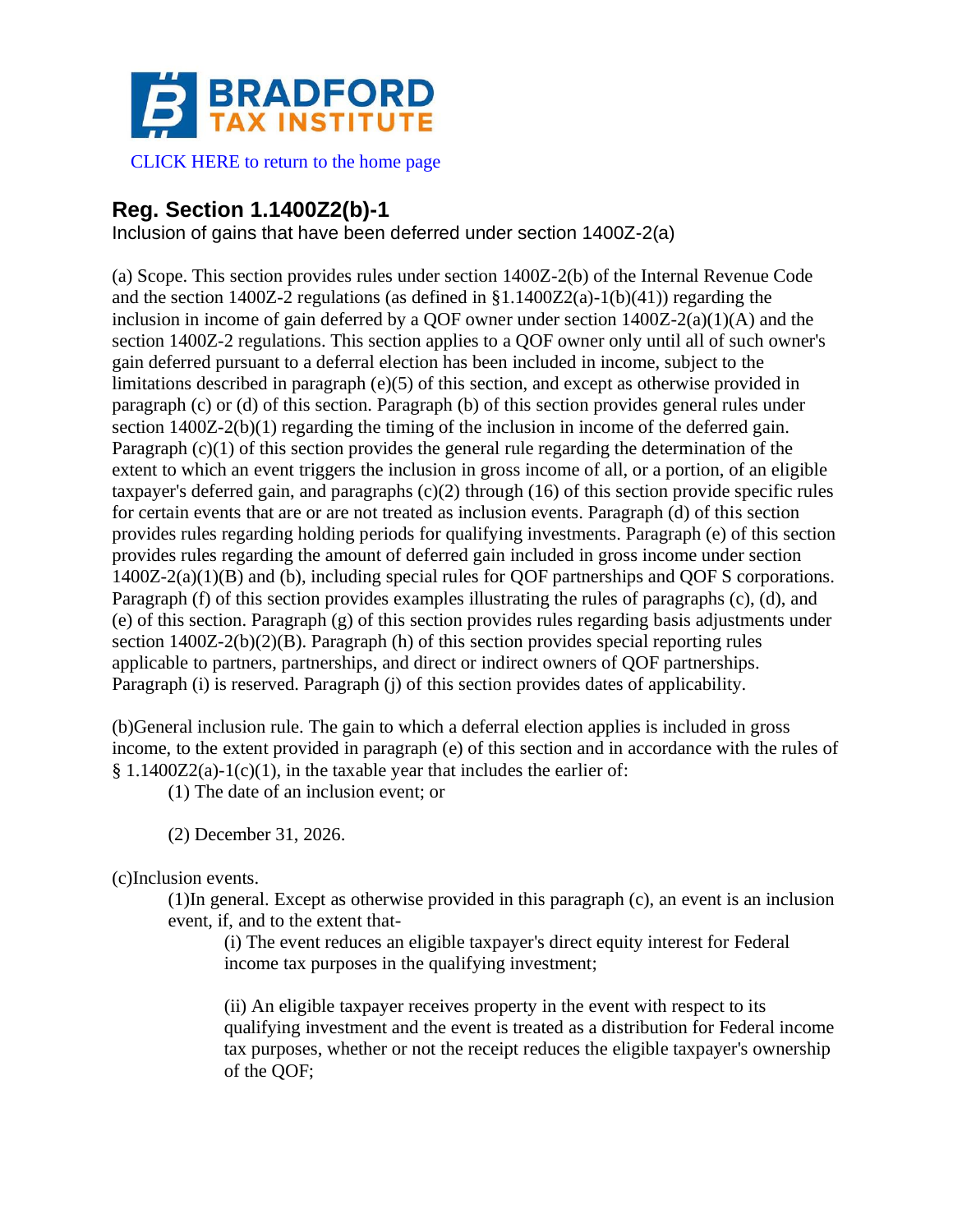BRADFORD TAX INSTITUTE

CLICK HERE to return to the home page

## Reg. Section 1.1400Z2(b)-1

Inclusion of gains that have been deferred under section 1400Z-2(a)

(a) Scope. This section provides rules under section 1400Z-2(b) of the Internal Revenue Code and the section 1400Z-2 regulations (as defined in §1.1400Z2(a)-1(b)(41)) regarding the inclusion in income of gain deferred by a QOF owner under section 1400Z-2(a)(1)(A) and the section 1400Z-2 regulations. This section applies to a QOF owner only until all of such owner's gain deferred pursuant to a deferral election has been included in income, subject to the limitations described in paragraph (e)(5) of this section, and except as otherwise provided in paragraph (c) or (d) of this section. Paragraph (b) of this section provides general rules under section 1400Z-2(b)(1) regarding the timing of the inclusion in income of the deferred gain. Paragraph (c)(1) of this section provides the general rule regarding the determination of the extent to which an event triggers the inclusion in gross income of all, or a portion, of an eligible taxpayer's deferred gain, and paragraphs (c)(2) through (16) of this section provide specific rules for certain events that are or are not treated as inclusion events. Paragraph (d) of this section provides rules regarding holding periods for qualifying investments. Paragraph (e) of this section provides rules regarding the amount of deferred gain included in gross income under section 1400Z-2(a)(1)(B) and (b), including special rules for QOF partnerships and QOF S corporations. Paragraph (f) of this section provides examples illustrating the rules of paragraphs (c), (d), and (e) of this section. Paragraph (g) of this section provides rules regarding basis adjustments under section 1400Z-2(b)(2)(B). Paragraph (h) of this section provides special reporting rules applicable to partners, partnerships, and direct or indirect owners of QOF partnerships. Paragraph (i) is reserved. Paragraph (j) of this section provides dates of applicability.

(b)General inclusion rule. The gain to which a deferral election applies is included in gross income, to the extent provided in paragraph (e) of this section and in accordance with the rules of § 1.1400Z2(a)-1(c)(1), in the taxable year that includes the earlier of:

(1) The date of an inclusion event; or

(2) December 31, 2026.

(c)Inclusion events.

(1)In general. Except as otherwise provided in this paragraph (c), an event is an inclusion event, if, and to the extent that-

(i) The event reduces an eligible taxpayer's direct equity interest for Federal income tax purposes in the qualifying investment;

(ii) An eligible taxpayer receives property in the event with respect to its qualifying investment and the event is treated as a distribution for Federal income tax purposes, whether or not the receipt reduces the eligible taxpayer's ownership of the QOF;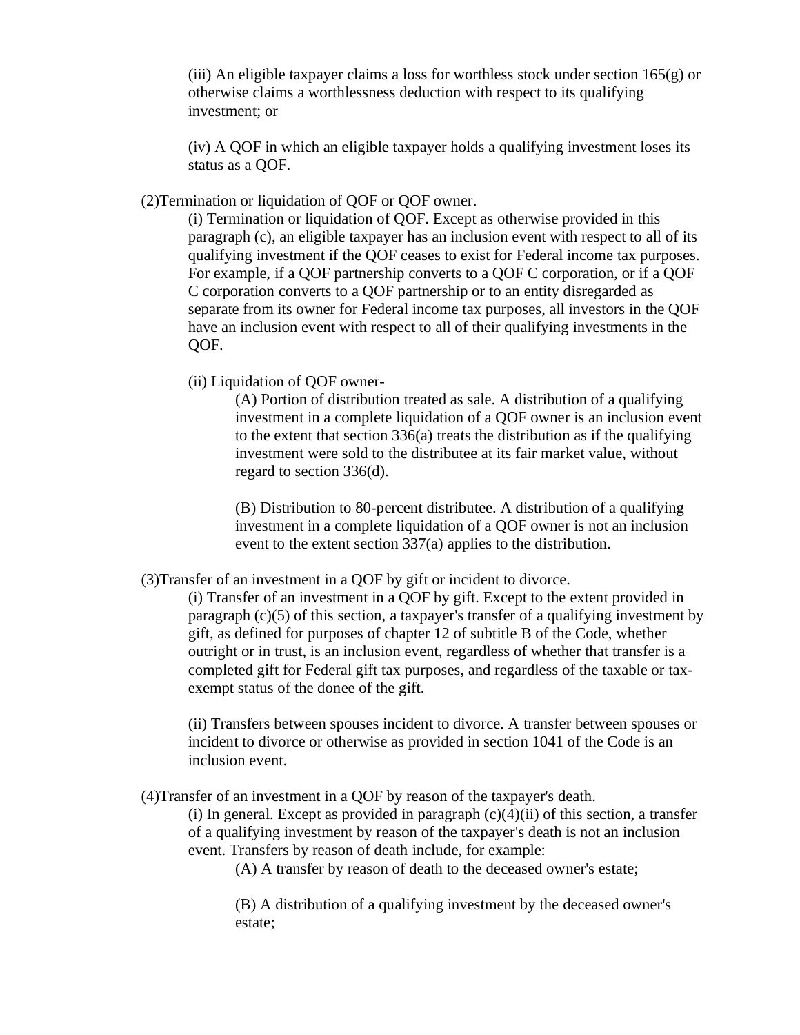(iii) An eligible taxpayer claims a loss for worthless stock under section 165(g) or otherwise claims a worthlessness deduction with respect to its qualifying investment; or

(iv) A QOF in which an eligible taxpayer holds a qualifying investment loses its status as a QOF.

(2)Termination or liquidation of QOF or QOF owner.

(i) Termination or liquidation of QOF. Except as otherwise provided in this paragraph (c), an eligible taxpayer has an inclusion event with respect to all of its qualifying investment if the QOF ceases to exist for Federal income tax purposes. For example, if a QOF partnership converts to a QOF C corporation, or if a QOF C corporation converts to a QOF partnership or to an entity disregarded as separate from its owner for Federal income tax purposes, all investors in the QOF have an inclusion event with respect to all of their qualifying investments in the QOF.

(ii) Liquidation of QOF owner-

(A) Portion of distribution treated as sale. A distribution of a qualifying investment in a complete liquidation of a QOF owner is an inclusion event to the extent that section 336(a) treats the distribution as if the qualifying investment were sold to the distributee at its fair market value, without regard to section 336(d).

(B) Distribution to 80-percent distributee. A distribution of a qualifying investment in a complete liquidation of a QOF owner is not an inclusion event to the extent section 337(a) applies to the distribution.

(3)Transfer of an investment in a QOF by gift or incident to divorce.

(i) Transfer of an investment in a QOF by gift. Except to the extent provided in paragraph (c)(5) of this section, a taxpayer's transfer of a qualifying investment by gift, as defined for purposes of chapter 12 of subtitle B of the Code, whether outright or in trust, is an inclusion event, regardless of whether that transfer is a completed gift for Federal gift tax purposes, and regardless of the taxable or tax-exempt status of the donee of the gift.

(ii) Transfers between spouses incident to divorce. A transfer between spouses or incident to divorce or otherwise as provided in section 1041 of the Code is an inclusion event.

(4)Transfer of an investment in a QOF by reason of the taxpayer's death.

(i) In general. Except as provided in paragraph (c)(4)(ii) of this section, a transfer of a qualifying investment by reason of the taxpayer's death is not an inclusion event. Transfers by reason of death include, for example:

(A) A transfer by reason of death to the deceased owner's estate;

(B) A distribution of a qualifying investment by the deceased owner's estate;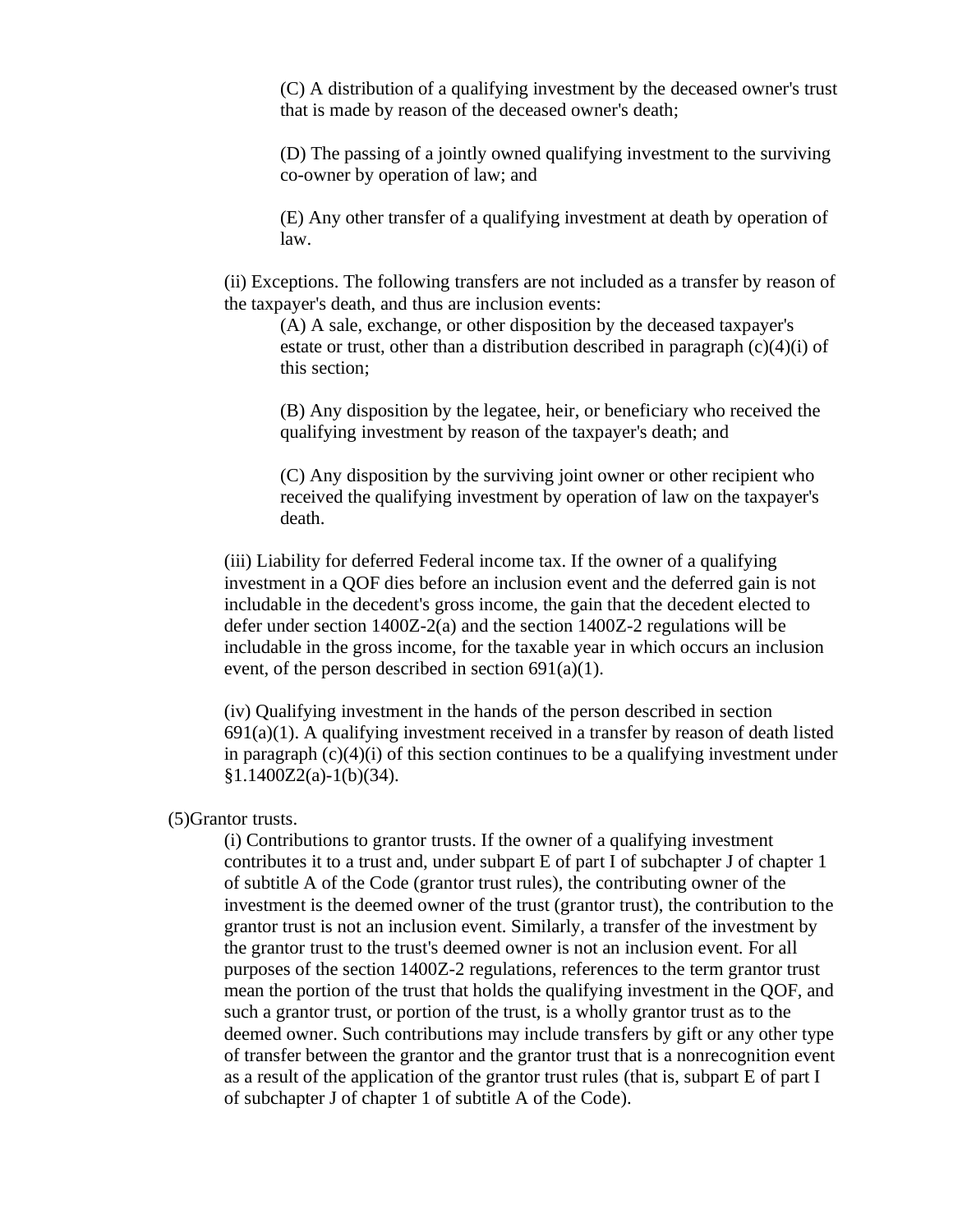(C) A distribution of a qualifying investment by the deceased owner's trust that is made by reason of the deceased owner's death;

(D) The passing of a jointly owned qualifying investment to the surviving co-owner by operation of law; and

(E) Any other transfer of a qualifying investment at death by operation of law.

(ii) Exceptions. The following transfers are not included as a transfer by reason of the taxpayer's death, and thus are inclusion events:

(A) A sale, exchange, or other disposition by the deceased taxpayer's estate or trust, other than a distribution described in paragraph (c)(4)(i) of this section;

(B) Any disposition by the legatee, heir, or beneficiary who received the qualifying investment by reason of the taxpayer's death; and

(C) Any disposition by the surviving joint owner or other recipient who received the qualifying investment by operation of law on the taxpayer's death.

(iii) Liability for deferred Federal income tax. If the owner of a qualifying investment in a QOF dies before an inclusion event and the deferred gain is not includable in the decedent's gross income, the gain that the decedent elected to defer under section 1400Z-2(a) and the section 1400Z-2 regulations will be includable in the gross income, for the taxable year in which occurs an inclusion event, of the person described in section 691(a)(1).

(iv) Qualifying investment in the hands of the person described in section 691(a)(1). A qualifying investment received in a transfer by reason of death listed in paragraph (c)(4)(i) of this section continues to be a qualifying investment under §1.1400Z2(a)-1(b)(34).

(5)Grantor trusts.

(i) Contributions to grantor trusts. If the owner of a qualifying investment contributes it to a trust and, under subpart E of part I of subchapter J of chapter 1 of subtitle A of the Code (grantor trust rules), the contributing owner of the investment is the deemed owner of the trust (grantor trust), the contribution to the grantor trust is not an inclusion event. Similarly, a transfer of the investment by the grantor trust to the trust's deemed owner is not an inclusion event. For all purposes of the section 1400Z-2 regulations, references to the term grantor trust mean the portion of the trust that holds the qualifying investment in the QOF, and such a grantor trust, or portion of the trust, is a wholly grantor trust as to the deemed owner. Such contributions may include transfers by gift or any other type of transfer between the grantor and the grantor trust that is a nonrecognition event as a result of the application of the grantor trust rules (that is, subpart E of part I of subchapter J of chapter 1 of subtitle A of the Code).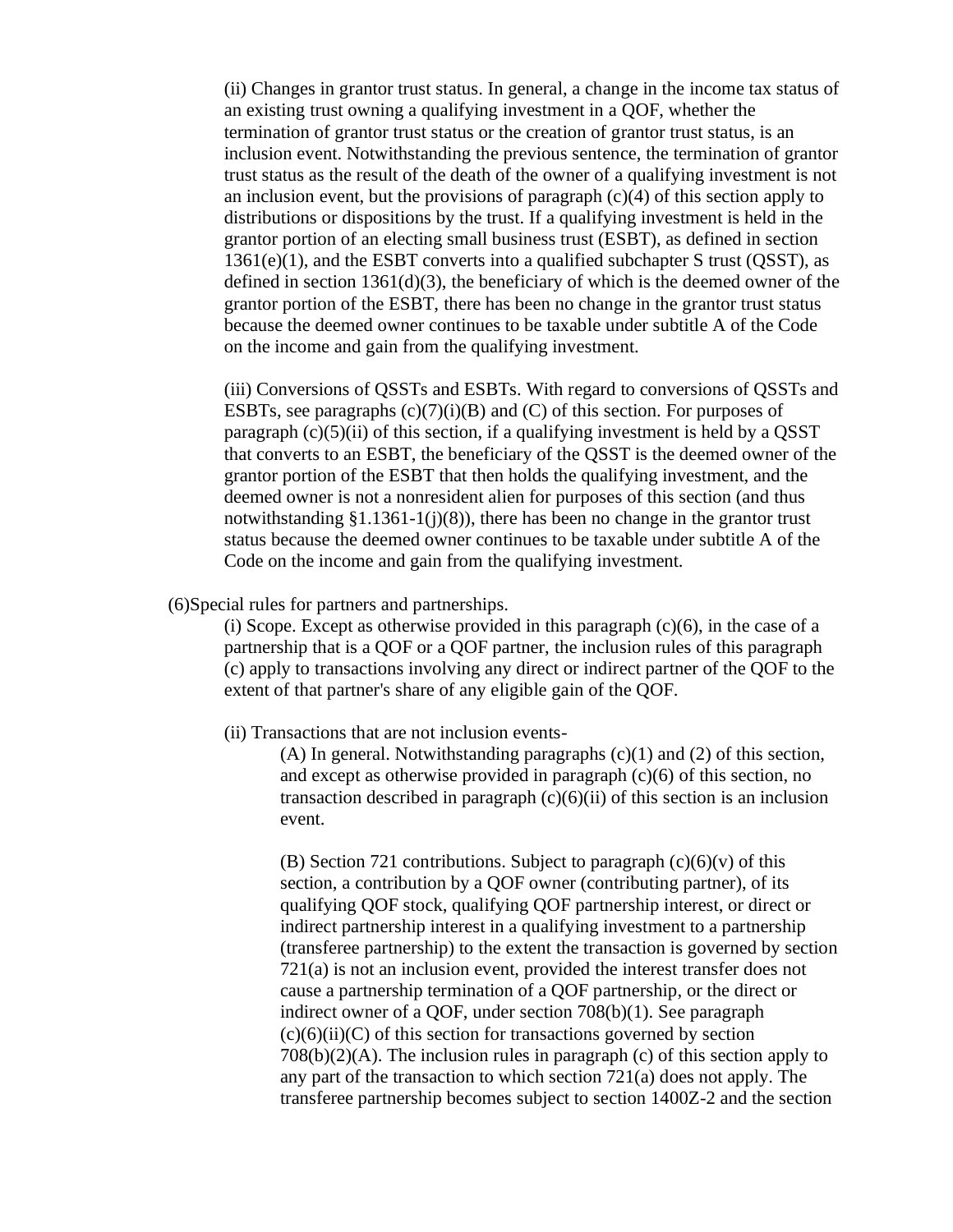(ii) Changes in grantor trust status. In general, a change in the income tax status of an existing trust owning a qualifying investment in a QOF, whether the termination of grantor trust status or the creation of grantor trust status, is an inclusion event. Notwithstanding the previous sentence, the termination of grantor trust status as the result of the death of the owner of a qualifying investment is not an inclusion event, but the provisions of paragraph (c)(4) of this section apply to distributions or dispositions by the trust. If a qualifying investment is held in the grantor portion of an electing small business trust (ESBT), as defined in section 1361(e)(1), and the ESBT converts into a qualified subchapter S trust (QSST), as defined in section 1361(d)(3), the beneficiary of which is the deemed owner of the grantor portion of the ESBT, there has been no change in the grantor trust status because the deemed owner continues to be taxable under subtitle A of the Code on the income and gain from the qualifying investment.

(iii) Conversions of QSSTs and ESBTs. With regard to conversions of QSSTs and ESBTs, see paragraphs (c)(7)(i)(B) and (C) of this section. For purposes of paragraph (c)(5)(ii) of this section, if a qualifying investment is held by a QSST that converts to an ESBT, the beneficiary of the QSST is the deemed owner of the grantor portion of the ESBT that then holds the qualifying investment, and the deemed owner is not a nonresident alien for purposes of this section (and thus notwithstanding §1.1361-1(j)(8)), there has been no change in the grantor trust status because the deemed owner continues to be taxable under subtitle A of the Code on the income and gain from the qualifying investment.

(6)Special rules for partners and partnerships.

(i) Scope. Except as otherwise provided in this paragraph (c)(6), in the case of a partnership that is a QOF or a QOF partner, the inclusion rules of this paragraph (c) apply to transactions involving any direct or indirect partner of the QOF to the extent of that partner's share of any eligible gain of the QOF.

(ii) Transactions that are not inclusion events-

(A) In general. Notwithstanding paragraphs (c)(1) and (2) of this section, and except as otherwise provided in paragraph (c)(6) of this section, no transaction described in paragraph (c)(6)(ii) of this section is an inclusion event.

(B) Section 721 contributions. Subject to paragraph (c)(6)(v) of this section, a contribution by a QOF owner (contributing partner), of its qualifying QOF stock, qualifying QOF partnership interest, or direct or indirect partnership interest in a qualifying investment to a partnership (transferee partnership) to the extent the transaction is governed by section 721(a) is not an inclusion event, provided the interest transfer does not cause a partnership termination of a QOF partnership, or the direct or indirect owner of a QOF, under section 708(b)(1). See paragraph (c)(6)(ii)(C) of this section for transactions governed by section 708(b)(2)(A). The inclusion rules in paragraph (c) of this section apply to any part of the transaction to which section 721(a) does not apply. The transferee partnership becomes subject to section 1400Z-2 and the section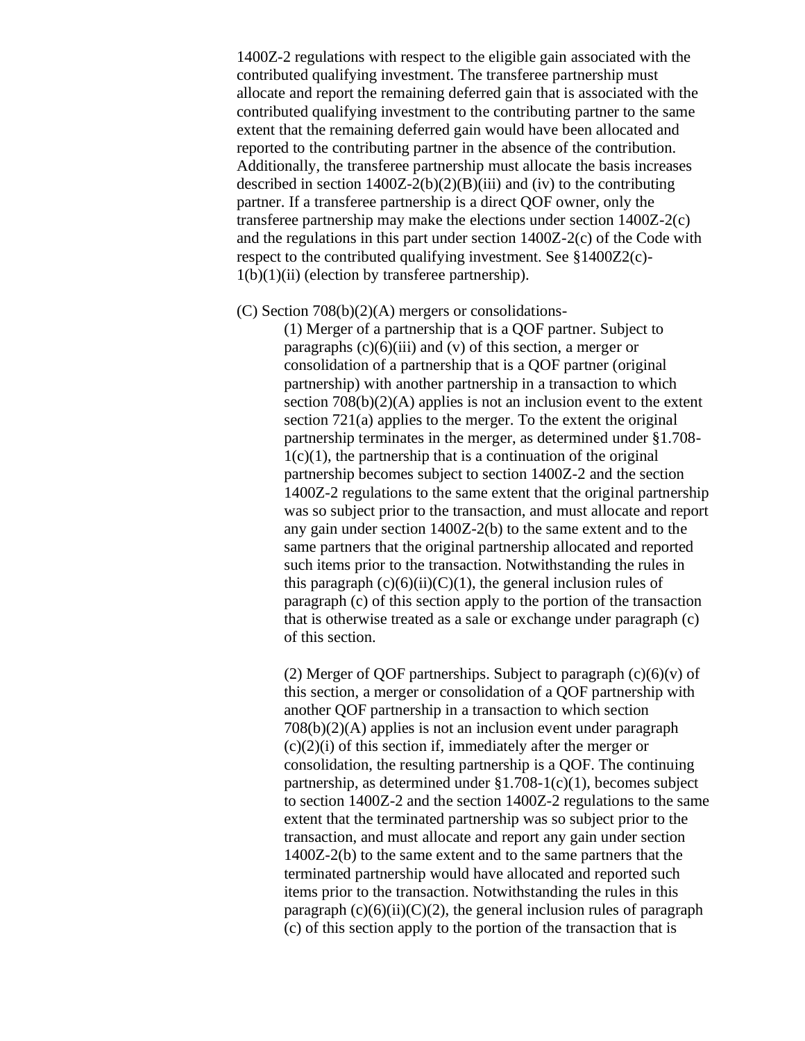1400Z-2 regulations with respect to the eligible gain associated with the contributed qualifying investment. The transferee partnership must allocate and report the remaining deferred gain that is associated with the contributed qualifying investment to the contributing partner to the same extent that the remaining deferred gain would have been allocated and reported to the contributing partner in the absence of the contribution. Additionally, the transferee partnership must allocate the basis increases described in section 1400Z-2(b)(2)(B)(iii) and (iv) to the contributing partner. If a transferee partnership is a direct QOF owner, only the transferee partnership may make the elections under section 1400Z-2(c) and the regulations in this part under section 1400Z-2(c) of the Code with respect to the contributed qualifying investment. See §1400Z2(c)-1(b)(1)(ii) (election by transferee partnership).

(C) Section 708(b)(2)(A) mergers or consolidations-

(1) Merger of a partnership that is a QOF partner. Subject to paragraphs (c)(6)(iii) and (v) of this section, a merger or consolidation of a partnership that is a QOF partner (original partnership) with another partnership in a transaction to which section 708(b)(2)(A) applies is not an inclusion event to the extent section 721(a) applies to the merger. To the extent the original partnership terminates in the merger, as determined under §1.708-1(c)(1), the partnership that is a continuation of the original partnership becomes subject to section 1400Z-2 and the section 1400Z-2 regulations to the same extent that the original partnership was so subject prior to the transaction, and must allocate and report any gain under section 1400Z-2(b) to the same extent and to the same partners that the original partnership allocated and reported such items prior to the transaction. Notwithstanding the rules in this paragraph (c)(6)(ii)(C)(1), the general inclusion rules of paragraph (c) of this section apply to the portion of the transaction that is otherwise treated as a sale or exchange under paragraph (c) of this section.

(2) Merger of QOF partnerships. Subject to paragraph (c)(6)(v) of this section, a merger or consolidation of a QOF partnership with another QOF partnership in a transaction to which section 708(b)(2)(A) applies is not an inclusion event under paragraph (c)(2)(i) of this section if, immediately after the merger or consolidation, the resulting partnership is a QOF. The continuing partnership, as determined under §1.708-1(c)(1), becomes subject to section 1400Z-2 and the section 1400Z-2 regulations to the same extent that the terminated partnership was so subject prior to the transaction, and must allocate and report any gain under section 1400Z-2(b) to the same extent and to the same partners that the terminated partnership would have allocated and reported such items prior to the transaction. Notwithstanding the rules in this paragraph (c)(6)(ii)(C)(2), the general inclusion rules of paragraph (c) of this section apply to the portion of the transaction that is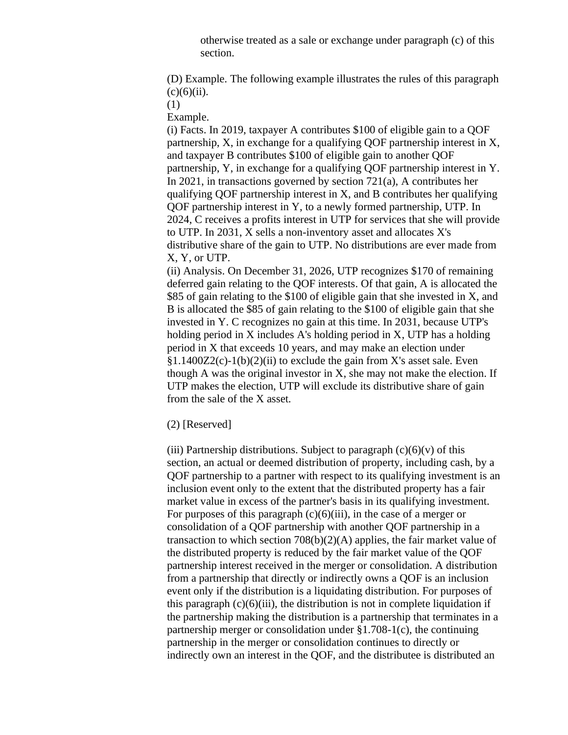otherwise treated as a sale or exchange under paragraph (c) of this section.

(D) Example. The following example illustrates the rules of this paragraph (c)(6)(ii).

(1)

Example.

(i) Facts. In 2019, taxpayer A contributes $100 of eligible gain to a QOF partnership, X, in exchange for a qualifying QOF partnership interest in X, and taxpayer B contributes $100 of eligible gain to another QOF partnership, Y, in exchange for a qualifying QOF partnership interest in Y. In 2021, in transactions governed by section 721(a), A contributes her qualifying QOF partnership interest in X, and B contributes her qualifying QOF partnership interest in Y, to a newly formed partnership, UTP. In 2024, C receives a profits interest in UTP for services that she will provide to UTP. In 2031, X sells a non-inventory asset and allocates X's distributive share of the gain to UTP. No distributions are ever made from X, Y, or UTP.

(ii) Analysis. On December 31, 2026, UTP recognizes $170 of remaining deferred gain relating to the QOF interests. Of that gain, A is allocated the $85 of gain relating to the $100 of eligible gain that she invested in X, and B is allocated the $85 of gain relating to the $100 of eligible gain that she invested in Y. C recognizes no gain at this time. In 2031, because UTP's holding period in X includes A's holding period in X, UTP has a holding period in X that exceeds 10 years, and may make an election under §1.1400Z2(c)-1(b)(2)(ii) to exclude the gain from X's asset sale. Even though A was the original investor in X, she may not make the election. If UTP makes the election, UTP will exclude its distributive share of gain from the sale of the X asset.

(2) [Reserved]

(iii) Partnership distributions. Subject to paragraph (c)(6)(v) of this section, an actual or deemed distribution of property, including cash, by a QOF partnership to a partner with respect to its qualifying investment is an inclusion event only to the extent that the distributed property has a fair market value in excess of the partner's basis in its qualifying investment. For purposes of this paragraph (c)(6)(iii), in the case of a merger or consolidation of a QOF partnership with another QOF partnership in a transaction to which section 708(b)(2)(A) applies, the fair market value of the distributed property is reduced by the fair market value of the QOF partnership interest received in the merger or consolidation. A distribution from a partnership that directly or indirectly owns a QOF is an inclusion event only if the distribution is a liquidating distribution. For purposes of this paragraph (c)(6)(iii), the distribution is not in complete liquidation if the partnership making the distribution is a partnership that terminates in a partnership merger or consolidation under §1.708-1(c), the continuing partnership in the merger or consolidation continues to directly or indirectly own an interest in the QOF, and the distributee is distributed an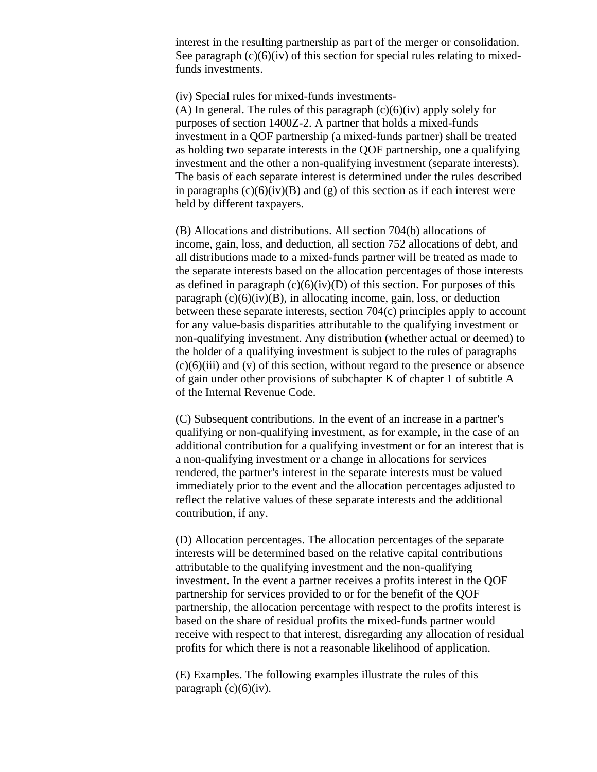interest in the resulting partnership as part of the merger or consolidation. See paragraph (c)(6)(iv) of this section for special rules relating to mixed-funds investments.

(iv) Special rules for mixed-funds investments-
(A) In general. The rules of this paragraph (c)(6)(iv) apply solely for purposes of section 1400Z-2. A partner that holds a mixed-funds investment in a QOF partnership (a mixed-funds partner) shall be treated as holding two separate interests in the QOF partnership, one a qualifying investment and the other a non-qualifying investment (separate interests). The basis of each separate interest is determined under the rules described in paragraphs (c)(6)(iv)(B) and (g) of this section as if each interest were held by different taxpayers.

(B) Allocations and distributions. All section 704(b) allocations of income, gain, loss, and deduction, all section 752 allocations of debt, and all distributions made to a mixed-funds partner will be treated as made to the separate interests based on the allocation percentages of those interests as defined in paragraph (c)(6)(iv)(D) of this section. For purposes of this paragraph (c)(6)(iv)(B), in allocating income, gain, loss, or deduction between these separate interests, section 704(c) principles apply to account for any value-basis disparities attributable to the qualifying investment or non-qualifying investment. Any distribution (whether actual or deemed) to the holder of a qualifying investment is subject to the rules of paragraphs (c)(6)(iii) and (v) of this section, without regard to the presence or absence of gain under other provisions of subchapter K of chapter 1 of subtitle A of the Internal Revenue Code.

(C) Subsequent contributions. In the event of an increase in a partner's qualifying or non-qualifying investment, as for example, in the case of an additional contribution for a qualifying investment or for an interest that is a non-qualifying investment or a change in allocations for services rendered, the partner's interest in the separate interests must be valued immediately prior to the event and the allocation percentages adjusted to reflect the relative values of these separate interests and the additional contribution, if any.

(D) Allocation percentages. The allocation percentages of the separate interests will be determined based on the relative capital contributions attributable to the qualifying investment and the non-qualifying investment. In the event a partner receives a profits interest in the QOF partnership for services provided to or for the benefit of the QOF partnership, the allocation percentage with respect to the profits interest is based on the share of residual profits the mixed-funds partner would receive with respect to that interest, disregarding any allocation of residual profits for which there is not a reasonable likelihood of application.

(E) Examples. The following examples illustrate the rules of this paragraph (c)(6)(iv).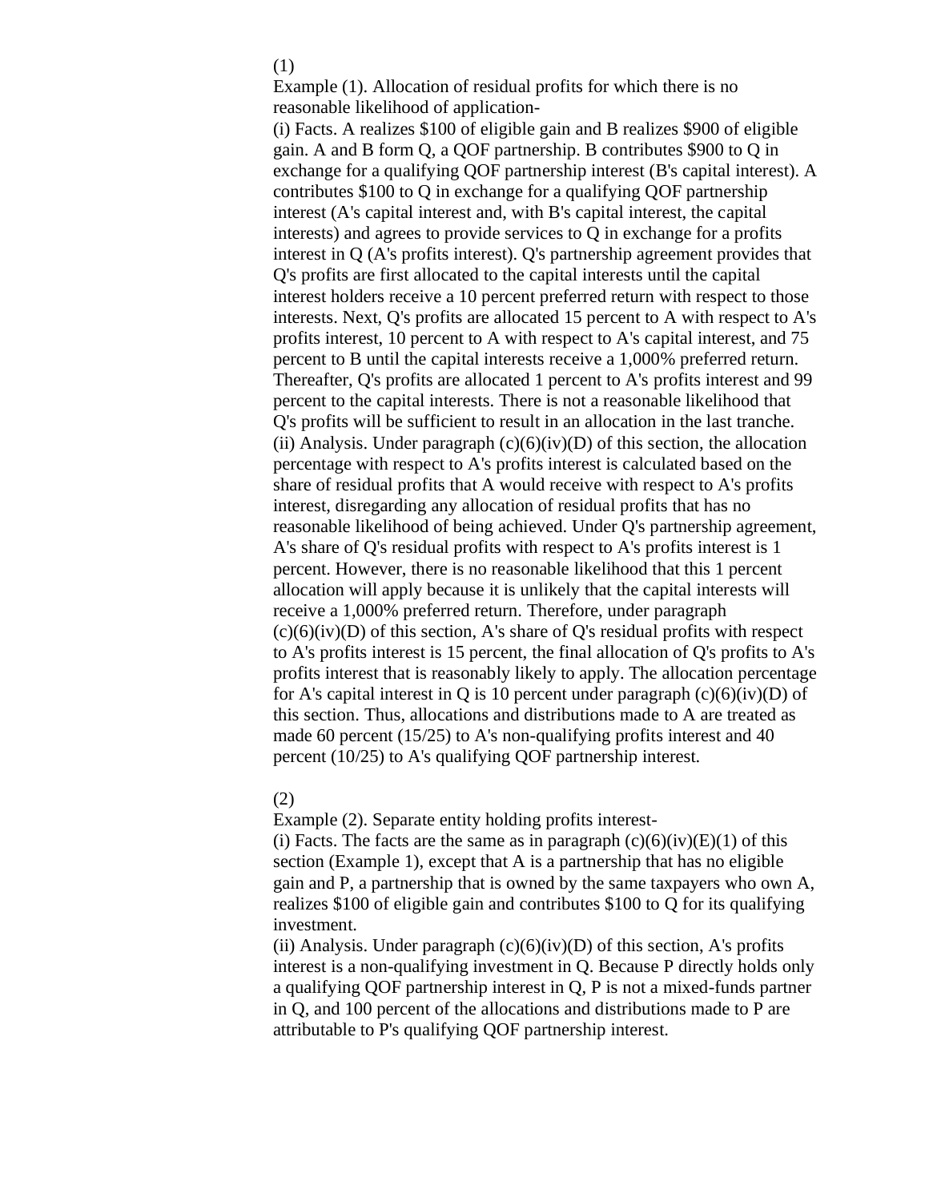(1)

Example (1). Allocation of residual profits for which there is no reasonable likelihood of application-

(i) Facts. A realizes $100 of eligible gain and B realizes $900 of eligible gain. A and B form Q, a QOF partnership. B contributes $900 to Q in exchange for a qualifying QOF partnership interest (B's capital interest). A contributes $100 to Q in exchange for a qualifying QOF partnership interest (A's capital interest and, with B's capital interest, the capital interests) and agrees to provide services to Q in exchange for a profits interest in Q (A's profits interest). Q's partnership agreement provides that Q's profits are first allocated to the capital interests until the capital interest holders receive a 10 percent preferred return with respect to those interests. Next, Q's profits are allocated 15 percent to A with respect to A's profits interest, 10 percent to A with respect to A's capital interest, and 75 percent to B until the capital interests receive a 1,000% preferred return. Thereafter, Q's profits are allocated 1 percent to A's profits interest and 99 percent to the capital interests. There is not a reasonable likelihood that Q's profits will be sufficient to result in an allocation in the last tranche.

(ii) Analysis. Under paragraph (c)(6)(iv)(D) of this section, the allocation percentage with respect to A's profits interest is calculated based on the share of residual profits that A would receive with respect to A's profits interest, disregarding any allocation of residual profits that has no reasonable likelihood of being achieved. Under Q's partnership agreement, A's share of Q's residual profits with respect to A's profits interest is 1 percent. However, there is no reasonable likelihood that this 1 percent allocation will apply because it is unlikely that the capital interests will receive a 1,000% preferred return. Therefore, under paragraph (c)(6)(iv)(D) of this section, A's share of Q's residual profits with respect to A's profits interest is 15 percent, the final allocation of Q's profits to A's profits interest that is reasonably likely to apply. The allocation percentage for A's capital interest in Q is 10 percent under paragraph (c)(6)(iv)(D) of this section. Thus, allocations and distributions made to A are treated as made 60 percent (15/25) to A's non-qualifying profits interest and 40 percent (10/25) to A's qualifying QOF partnership interest.

(2)

Example (2). Separate entity holding profits interest-

(i) Facts. The facts are the same as in paragraph (c)(6)(iv)(E)(1) of this section (Example 1), except that A is a partnership that has no eligible gain and P, a partnership that is owned by the same taxpayers who own A, realizes $100 of eligible gain and contributes $100 to Q for its qualifying investment.

(ii) Analysis. Under paragraph (c)(6)(iv)(D) of this section, A's profits interest is a non-qualifying investment in Q. Because P directly holds only a qualifying QOF partnership interest in Q, P is not a mixed-funds partner in Q, and 100 percent of the allocations and distributions made to P are attributable to P's qualifying QOF partnership interest.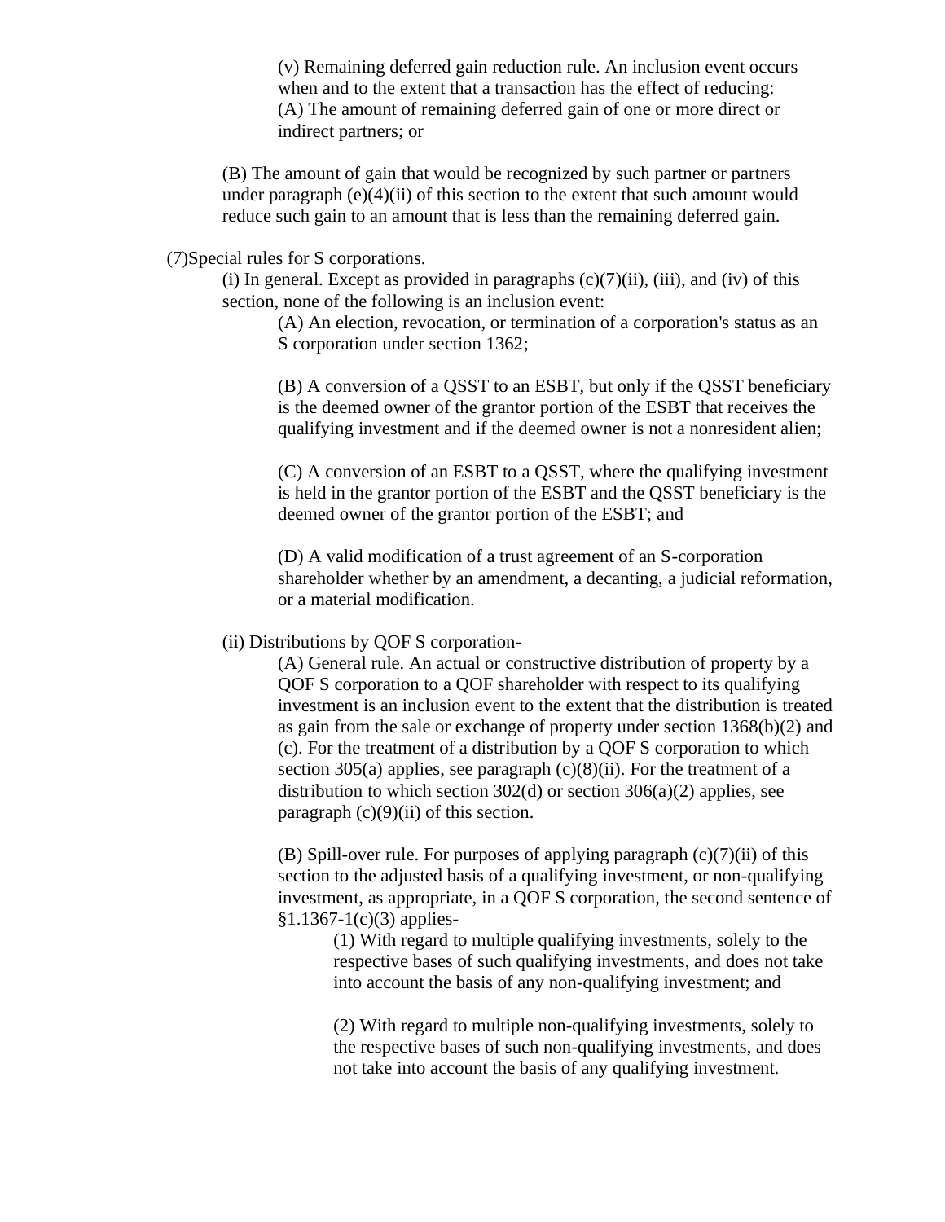(v) Remaining deferred gain reduction rule. An inclusion event occurs when and to the extent that a transaction has the effect of reducing:

(A) The amount of remaining deferred gain of one or more direct or indirect partners; or

(B) The amount of gain that would be recognized by such partner or partners under paragraph (e)(4)(ii) of this section to the extent that such amount would reduce such gain to an amount that is less than the remaining deferred gain.

(7)Special rules for S corporations.

(i) In general. Except as provided in paragraphs (c)(7)(ii), (iii), and (iv) of this section, none of the following is an inclusion event:

(A) An election, revocation, or termination of a corporation's status as an S corporation under section 1362;

(B) A conversion of a QSST to an ESBT, but only if the QSST beneficiary is the deemed owner of the grantor portion of the ESBT that receives the qualifying investment and if the deemed owner is not a nonresident alien;

(C) A conversion of an ESBT to a QSST, where the qualifying investment is held in the grantor portion of the ESBT and the QSST beneficiary is the deemed owner of the grantor portion of the ESBT; and

(D) A valid modification of a trust agreement of an S-corporation shareholder whether by an amendment, a decanting, a judicial reformation, or a material modification.

(ii) Distributions by QOF S corporation-

(A) General rule. An actual or constructive distribution of property by a QOF S corporation to a QOF shareholder with respect to its qualifying investment is an inclusion event to the extent that the distribution is treated as gain from the sale or exchange of property under section 1368(b)(2) and (c). For the treatment of a distribution by a QOF S corporation to which section 305(a) applies, see paragraph (c)(8)(ii). For the treatment of a distribution to which section 302(d) or section 306(a)(2) applies, see paragraph (c)(9)(ii) of this section.

(B) Spill-over rule. For purposes of applying paragraph (c)(7)(ii) of this section to the adjusted basis of a qualifying investment, or non-qualifying investment, as appropriate, in a QOF S corporation, the second sentence of §1.1367-1(c)(3) applies-

(1) With regard to multiple qualifying investments, solely to the respective bases of such qualifying investments, and does not take into account the basis of any non-qualifying investment; and

(2) With regard to multiple non-qualifying investments, solely to the respective bases of such non-qualifying investments, and does not take into account the basis of any qualifying investment.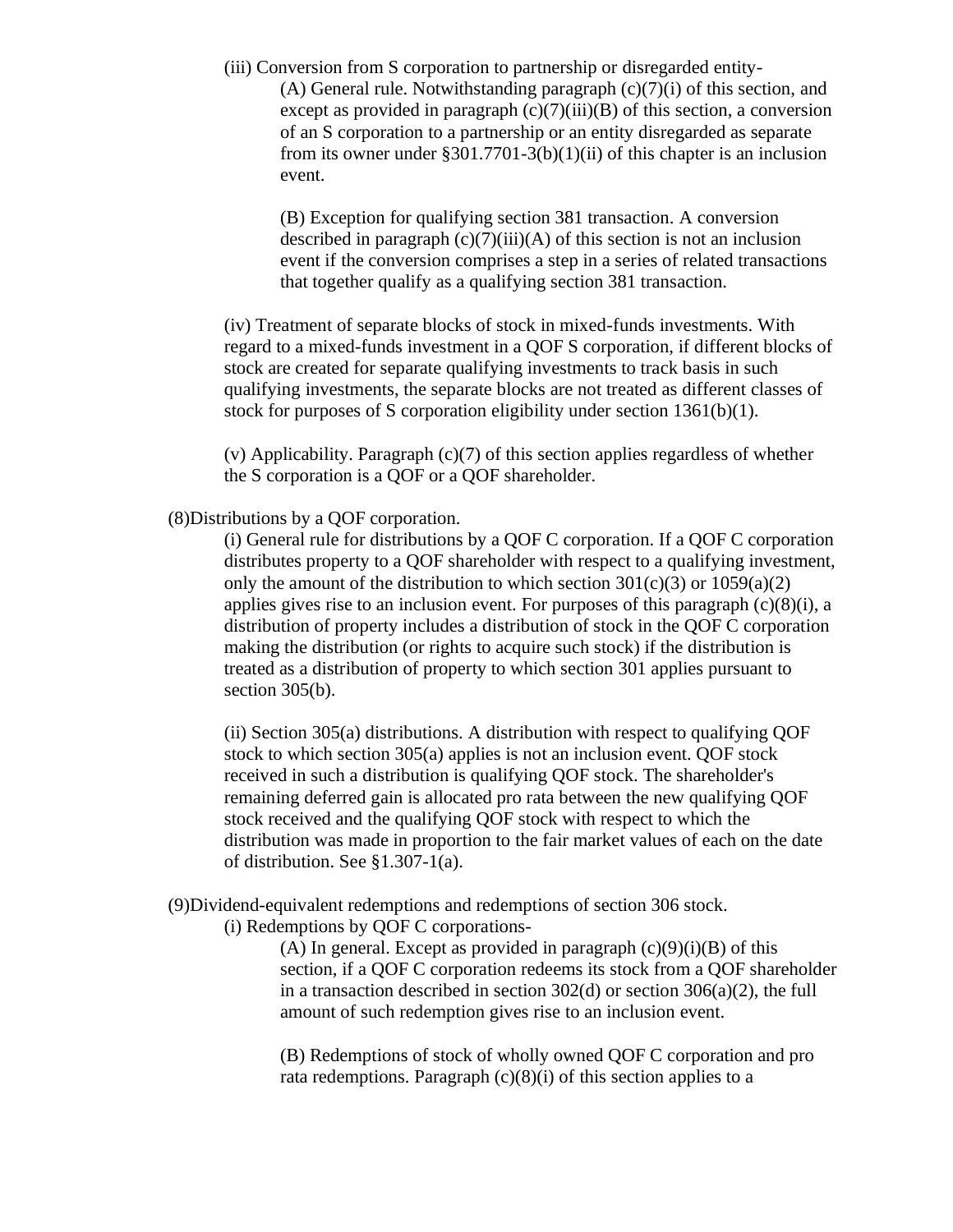(iii) Conversion from S corporation to partnership or disregarded entity-

(A) General rule. Notwithstanding paragraph (c)(7)(i) of this section, and except as provided in paragraph (c)(7)(iii)(B) of this section, a conversion of an S corporation to a partnership or an entity disregarded as separate from its owner under §301.7701-3(b)(1)(ii) of this chapter is an inclusion event.

(B) Exception for qualifying section 381 transaction. A conversion described in paragraph (c)(7)(iii)(A) of this section is not an inclusion event if the conversion comprises a step in a series of related transactions that together qualify as a qualifying section 381 transaction.

(iv) Treatment of separate blocks of stock in mixed-funds investments. With regard to a mixed-funds investment in a QOF S corporation, if different blocks of stock are created for separate qualifying investments to track basis in such qualifying investments, the separate blocks are not treated as different classes of stock for purposes of S corporation eligibility under section 1361(b)(1).

(v) Applicability. Paragraph (c)(7) of this section applies regardless of whether the S corporation is a QOF or a QOF shareholder.

(8)Distributions by a QOF corporation.

(i) General rule for distributions by a QOF C corporation. If a QOF C corporation distributes property to a QOF shareholder with respect to a qualifying investment, only the amount of the distribution to which section 301(c)(3) or 1059(a)(2) applies gives rise to an inclusion event. For purposes of this paragraph (c)(8)(i), a distribution of property includes a distribution of stock in the QOF C corporation making the distribution (or rights to acquire such stock) if the distribution is treated as a distribution of property to which section 301 applies pursuant to section 305(b).

(ii) Section 305(a) distributions. A distribution with respect to qualifying QOF stock to which section 305(a) applies is not an inclusion event. QOF stock received in such a distribution is qualifying QOF stock. The shareholder's remaining deferred gain is allocated pro rata between the new qualifying QOF stock received and the qualifying QOF stock with respect to which the distribution was made in proportion to the fair market values of each on the date of distribution. See §1.307-1(a).

(9)Dividend-equivalent redemptions and redemptions of section 306 stock.

(i) Redemptions by QOF C corporations-

(A) In general. Except as provided in paragraph (c)(9)(i)(B) of this section, if a QOF C corporation redeems its stock from a QOF shareholder in a transaction described in section 302(d) or section 306(a)(2), the full amount of such redemption gives rise to an inclusion event.

(B) Redemptions of stock of wholly owned QOF C corporation and pro rata redemptions. Paragraph (c)(8)(i) of this section applies to a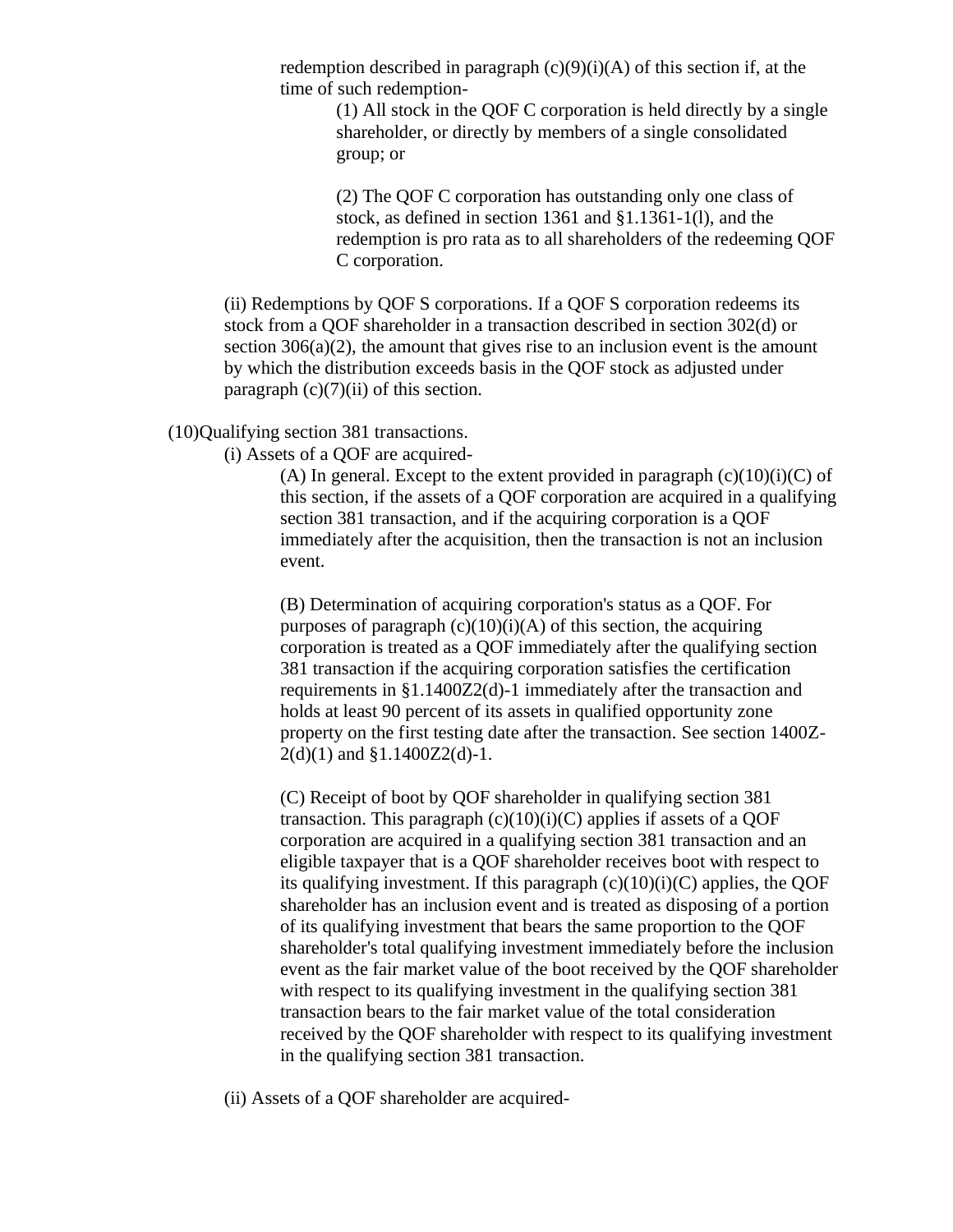redemption described in paragraph (c)(9)(i)(A) of this section if, at the time of such redemption-

(1) All stock in the QOF C corporation is held directly by a single shareholder, or directly by members of a single consolidated group; or

(2) The QOF C corporation has outstanding only one class of stock, as defined in section 1361 and §1.1361-1(l), and the redemption is pro rata as to all shareholders of the redeeming QOF C corporation.

(ii) Redemptions by QOF S corporations. If a QOF S corporation redeems its stock from a QOF shareholder in a transaction described in section 302(d) or section 306(a)(2), the amount that gives rise to an inclusion event is the amount by which the distribution exceeds basis in the QOF stock as adjusted under paragraph (c)(7)(ii) of this section.

(10)Qualifying section 381 transactions.

(i) Assets of a QOF are acquired-

(A) In general. Except to the extent provided in paragraph (c)(10)(i)(C) of this section, if the assets of a QOF corporation are acquired in a qualifying section 381 transaction, and if the acquiring corporation is a QOF immediately after the acquisition, then the transaction is not an inclusion event.

(B) Determination of acquiring corporation's status as a QOF. For purposes of paragraph (c)(10)(i)(A) of this section, the acquiring corporation is treated as a QOF immediately after the qualifying section 381 transaction if the acquiring corporation satisfies the certification requirements in §1.1400Z2(d)-1 immediately after the transaction and holds at least 90 percent of its assets in qualified opportunity zone property on the first testing date after the transaction. See section 1400Z-2(d)(1) and §1.1400Z2(d)-1.

(C) Receipt of boot by QOF shareholder in qualifying section 381 transaction. This paragraph (c)(10)(i)(C) applies if assets of a QOF corporation are acquired in a qualifying section 381 transaction and an eligible taxpayer that is a QOF shareholder receives boot with respect to its qualifying investment. If this paragraph (c)(10)(i)(C) applies, the QOF shareholder has an inclusion event and is treated as disposing of a portion of its qualifying investment that bears the same proportion to the QOF shareholder's total qualifying investment immediately before the inclusion event as the fair market value of the boot received by the QOF shareholder with respect to its qualifying investment in the qualifying section 381 transaction bears to the fair market value of the total consideration received by the QOF shareholder with respect to its qualifying investment in the qualifying section 381 transaction.

(ii) Assets of a QOF shareholder are acquired-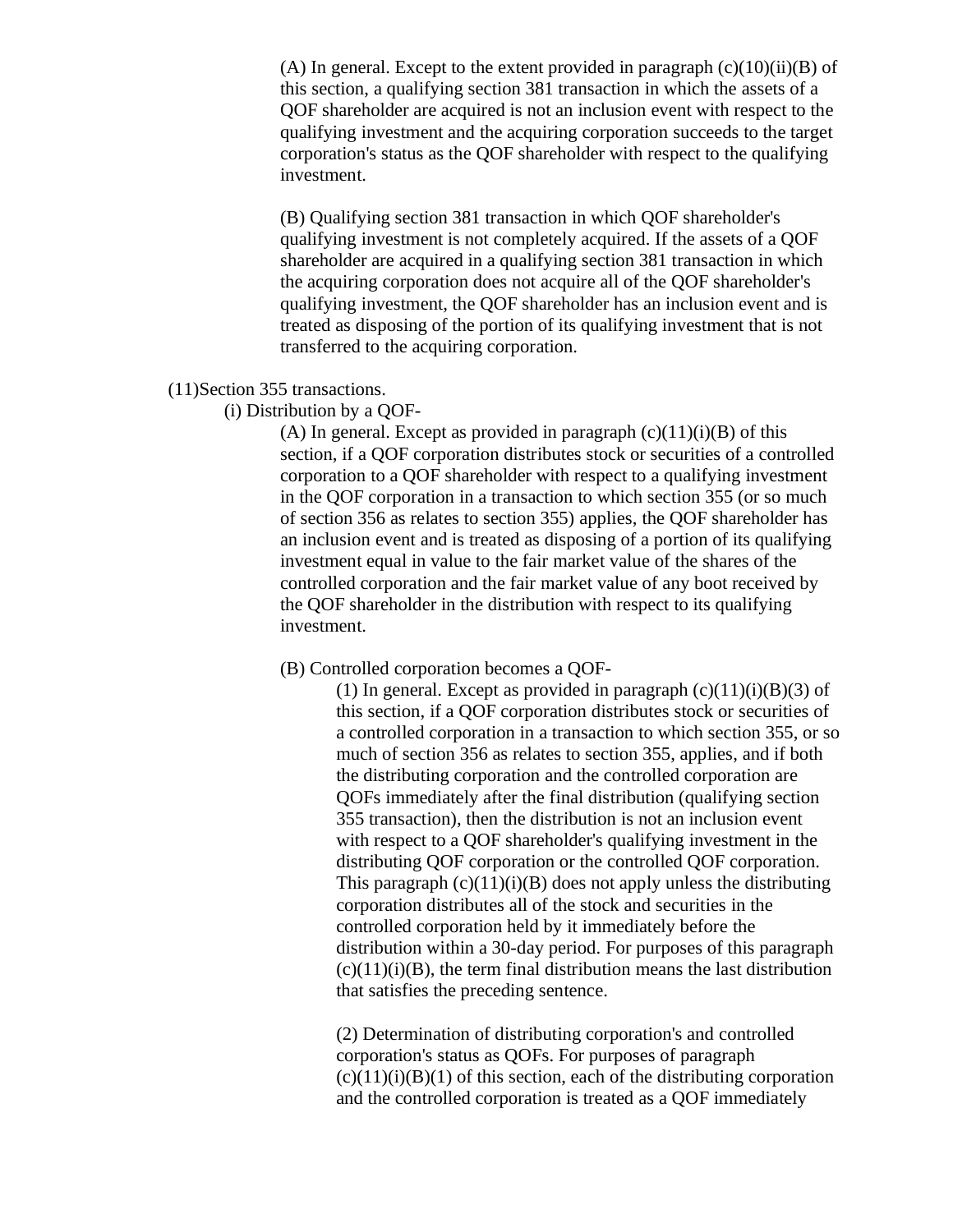(A) In general. Except to the extent provided in paragraph (c)(10)(ii)(B) of this section, a qualifying section 381 transaction in which the assets of a QOF shareholder are acquired is not an inclusion event with respect to the qualifying investment and the acquiring corporation succeeds to the target corporation's status as the QOF shareholder with respect to the qualifying investment.

(B) Qualifying section 381 transaction in which QOF shareholder's qualifying investment is not completely acquired. If the assets of a QOF shareholder are acquired in a qualifying section 381 transaction in which the acquiring corporation does not acquire all of the QOF shareholder's qualifying investment, the QOF shareholder has an inclusion event and is treated as disposing of the portion of its qualifying investment that is not transferred to the acquiring corporation.

(11)Section 355 transactions.

(i) Distribution by a QOF-

(A) In general. Except as provided in paragraph (c)(11)(i)(B) of this section, if a QOF corporation distributes stock or securities of a controlled corporation to a QOF shareholder with respect to a qualifying investment in the QOF corporation in a transaction to which section 355 (or so much of section 356 as relates to section 355) applies, the QOF shareholder has an inclusion event and is treated as disposing of a portion of its qualifying investment equal in value to the fair market value of the shares of the controlled corporation and the fair market value of any boot received by the QOF shareholder in the distribution with respect to its qualifying investment.

(B) Controlled corporation becomes a QOF-

(1) In general. Except as provided in paragraph (c)(11)(i)(B)(3) of this section, if a QOF corporation distributes stock or securities of a controlled corporation in a transaction to which section 355, or so much of section 356 as relates to section 355, applies, and if both the distributing corporation and the controlled corporation are QOFs immediately after the final distribution (qualifying section 355 transaction), then the distribution is not an inclusion event with respect to a QOF shareholder's qualifying investment in the distributing QOF corporation or the controlled QOF corporation. This paragraph (c)(11)(i)(B) does not apply unless the distributing corporation distributes all of the stock and securities in the controlled corporation held by it immediately before the distribution within a 30-day period. For purposes of this paragraph (c)(11)(i)(B), the term final distribution means the last distribution that satisfies the preceding sentence.

(2) Determination of distributing corporation's and controlled corporation's status as QOFs. For purposes of paragraph (c)(11)(i)(B)(1) of this section, each of the distributing corporation and the controlled corporation is treated as a QOF immediately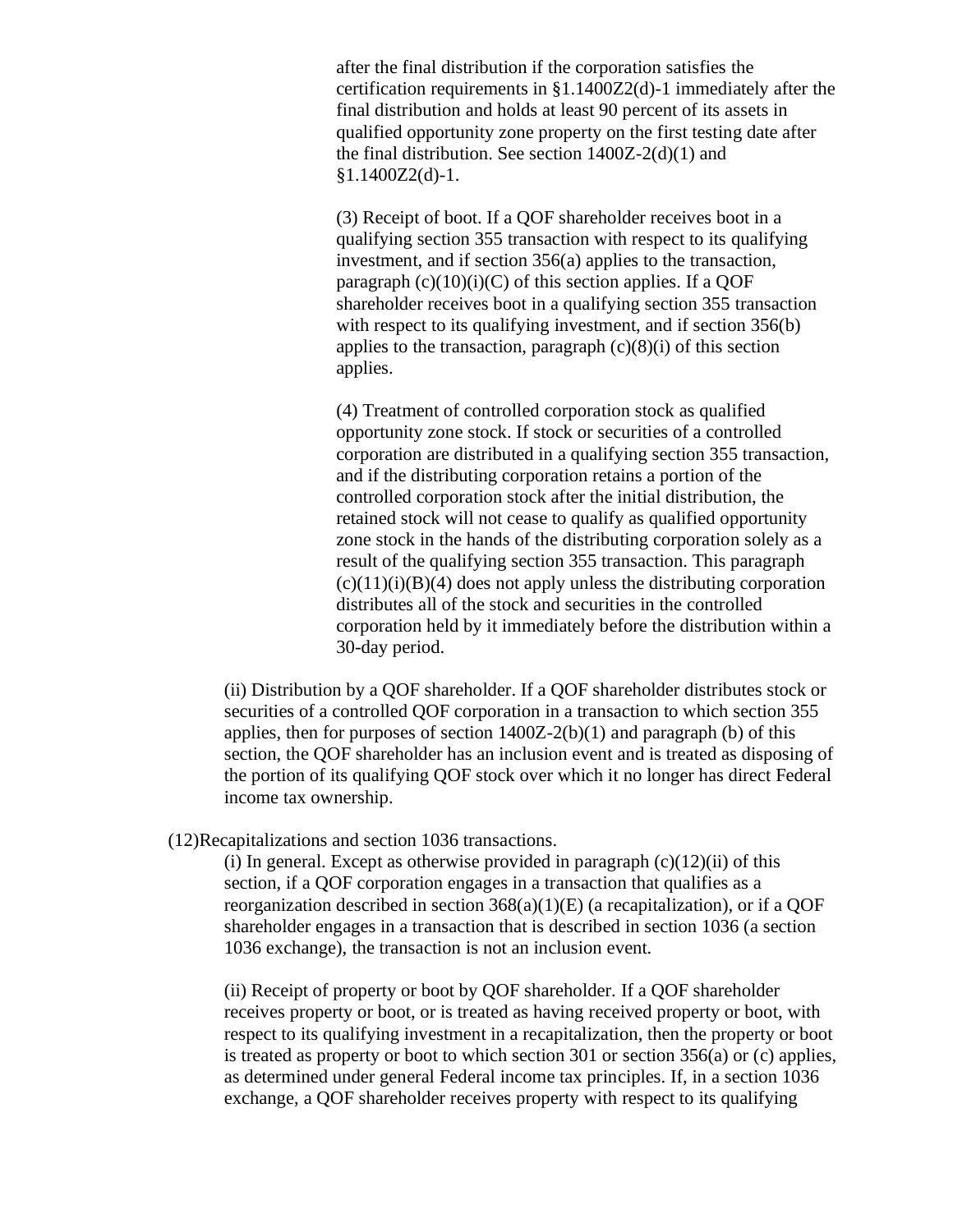after the final distribution if the corporation satisfies the certification requirements in §1.1400Z2(d)-1 immediately after the final distribution and holds at least 90 percent of its assets in qualified opportunity zone property on the first testing date after the final distribution. See section 1400Z-2(d)(1) and §1.1400Z2(d)-1.

(3) Receipt of boot. If a QOF shareholder receives boot in a qualifying section 355 transaction with respect to its qualifying investment, and if section 356(a) applies to the transaction, paragraph (c)(10)(i)(C) of this section applies. If a QOF shareholder receives boot in a qualifying section 355 transaction with respect to its qualifying investment, and if section 356(b) applies to the transaction, paragraph (c)(8)(i) of this section applies.

(4) Treatment of controlled corporation stock as qualified opportunity zone stock. If stock or securities of a controlled corporation are distributed in a qualifying section 355 transaction, and if the distributing corporation retains a portion of the controlled corporation stock after the initial distribution, the retained stock will not cease to qualify as qualified opportunity zone stock in the hands of the distributing corporation solely as a result of the qualifying section 355 transaction. This paragraph (c)(11)(i)(B)(4) does not apply unless the distributing corporation distributes all of the stock and securities in the controlled corporation held by it immediately before the distribution within a 30-day period.

(ii) Distribution by a QOF shareholder. If a QOF shareholder distributes stock or securities of a controlled QOF corporation in a transaction to which section 355 applies, then for purposes of section 1400Z-2(b)(1) and paragraph (b) of this section, the QOF shareholder has an inclusion event and is treated as disposing of the portion of its qualifying QOF stock over which it no longer has direct Federal income tax ownership.

(12)Recapitalizations and section 1036 transactions.

(i) In general. Except as otherwise provided in paragraph (c)(12)(ii) of this section, if a QOF corporation engages in a transaction that qualifies as a reorganization described in section 368(a)(1)(E) (a recapitalization), or if a QOF shareholder engages in a transaction that is described in section 1036 (a section 1036 exchange), the transaction is not an inclusion event.

(ii) Receipt of property or boot by QOF shareholder. If a QOF shareholder receives property or boot, or is treated as having received property or boot, with respect to its qualifying investment in a recapitalization, then the property or boot is treated as property or boot to which section 301 or section 356(a) or (c) applies, as determined under general Federal income tax principles. If, in a section 1036 exchange, a QOF shareholder receives property with respect to its qualifying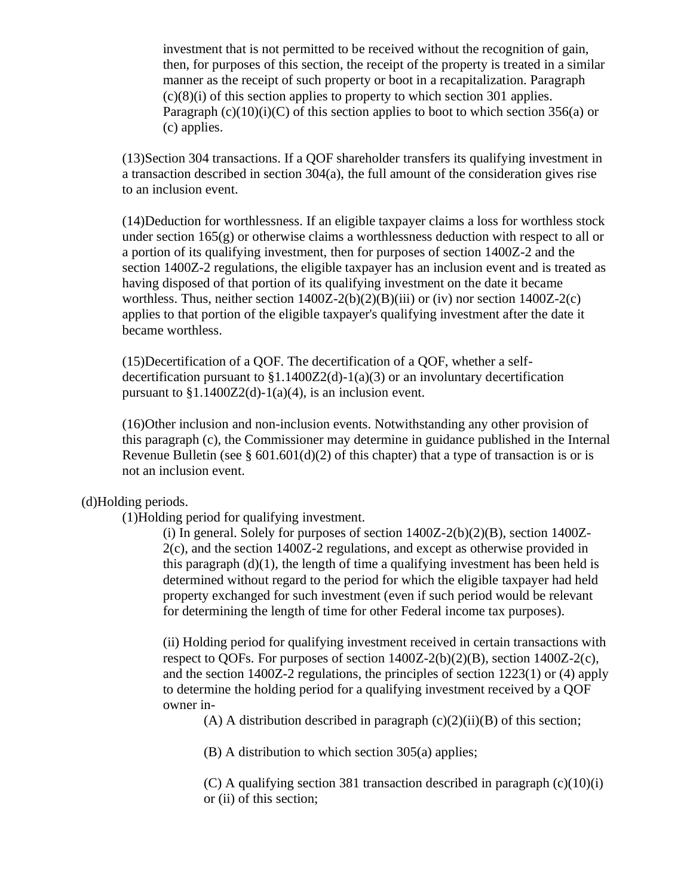investment that is not permitted to be received without the recognition of gain, then, for purposes of this section, the receipt of the property is treated in a similar manner as the receipt of such property or boot in a recapitalization. Paragraph (c)(8)(i) of this section applies to property to which section 301 applies. Paragraph (c)(10)(i)(C) of this section applies to boot to which section 356(a) or (c) applies.

(13)Section 304 transactions. If a QOF shareholder transfers its qualifying investment in a transaction described in section 304(a), the full amount of the consideration gives rise to an inclusion event.

(14)Deduction for worthlessness. If an eligible taxpayer claims a loss for worthless stock under section 165(g) or otherwise claims a worthlessness deduction with respect to all or a portion of its qualifying investment, then for purposes of section 1400Z-2 and the section 1400Z-2 regulations, the eligible taxpayer has an inclusion event and is treated as having disposed of that portion of its qualifying investment on the date it became worthless. Thus, neither section 1400Z-2(b)(2)(B)(iii) or (iv) nor section 1400Z-2(c) applies to that portion of the eligible taxpayer's qualifying investment after the date it became worthless.

(15)Decertification of a QOF. The decertification of a QOF, whether a self-decertification pursuant to §1.1400Z2(d)-1(a)(3) or an involuntary decertification pursuant to §1.1400Z2(d)-1(a)(4), is an inclusion event.

(16)Other inclusion and non-inclusion events. Notwithstanding any other provision of this paragraph (c), the Commissioner may determine in guidance published in the Internal Revenue Bulletin (see § 601.601(d)(2) of this chapter) that a type of transaction is or is not an inclusion event.

(d)Holding periods.

(1)Holding period for qualifying investment.

(i) In general. Solely for purposes of section 1400Z-2(b)(2)(B), section 1400Z-2(c), and the section 1400Z-2 regulations, and except as otherwise provided in this paragraph (d)(1), the length of time a qualifying investment has been held is determined without regard to the period for which the eligible taxpayer had held property exchanged for such investment (even if such period would be relevant for determining the length of time for other Federal income tax purposes).

(ii) Holding period for qualifying investment received in certain transactions with respect to QOFs. For purposes of section 1400Z-2(b)(2)(B), section 1400Z-2(c), and the section 1400Z-2 regulations, the principles of section 1223(1) or (4) apply to determine the holding period for a qualifying investment received by a QOF owner in-

(A) A distribution described in paragraph (c)(2)(ii)(B) of this section;

(B) A distribution to which section 305(a) applies;

(C) A qualifying section 381 transaction described in paragraph (c)(10)(i) or (ii) of this section;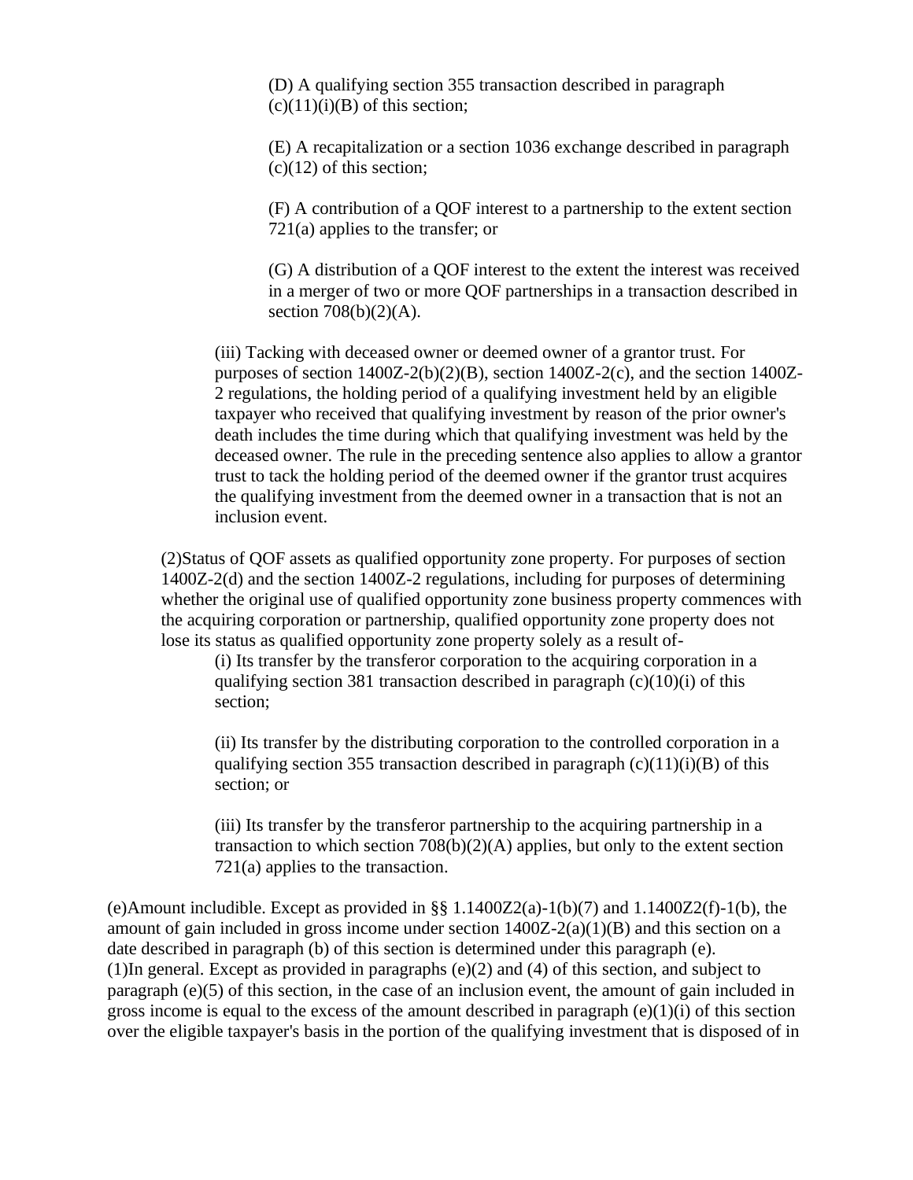(D) A qualifying section 355 transaction described in paragraph (c)(11)(i)(B) of this section;

(E) A recapitalization or a section 1036 exchange described in paragraph (c)(12) of this section;

(F) A contribution of a QOF interest to a partnership to the extent section 721(a) applies to the transfer; or

(G) A distribution of a QOF interest to the extent the interest was received in a merger of two or more QOF partnerships in a transaction described in section 708(b)(2)(A).

(iii) Tacking with deceased owner or deemed owner of a grantor trust. For purposes of section 1400Z-2(b)(2)(B), section 1400Z-2(c), and the section 1400Z-2 regulations, the holding period of a qualifying investment held by an eligible taxpayer who received that qualifying investment by reason of the prior owner's death includes the time during which that qualifying investment was held by the deceased owner. The rule in the preceding sentence also applies to allow a grantor trust to tack the holding period of the deemed owner if the grantor trust acquires the qualifying investment from the deemed owner in a transaction that is not an inclusion event.

(2)Status of QOF assets as qualified opportunity zone property. For purposes of section 1400Z-2(d) and the section 1400Z-2 regulations, including for purposes of determining whether the original use of qualified opportunity zone business property commences with the acquiring corporation or partnership, qualified opportunity zone property does not lose its status as qualified opportunity zone property solely as a result of-

(i) Its transfer by the transferor corporation to the acquiring corporation in a qualifying section 381 transaction described in paragraph (c)(10)(i) of this section;

(ii) Its transfer by the distributing corporation to the controlled corporation in a qualifying section 355 transaction described in paragraph (c)(11)(i)(B) of this section; or

(iii) Its transfer by the transferor partnership to the acquiring partnership in a transaction to which section 708(b)(2)(A) applies, but only to the extent section 721(a) applies to the transaction.

(e)Amount includible. Except as provided in §§ 1.1400Z2(a)-1(b)(7) and 1.1400Z2(f)-1(b), the amount of gain included in gross income under section 1400Z-2(a)(1)(B) and this section on a date described in paragraph (b) of this section is determined under this paragraph (e).

(1)In general. Except as provided in paragraphs (e)(2) and (4) of this section, and subject to paragraph (e)(5) of this section, in the case of an inclusion event, the amount of gain included in gross income is equal to the excess of the amount described in paragraph (e)(1)(i) of this section over the eligible taxpayer's basis in the portion of the qualifying investment that is disposed of in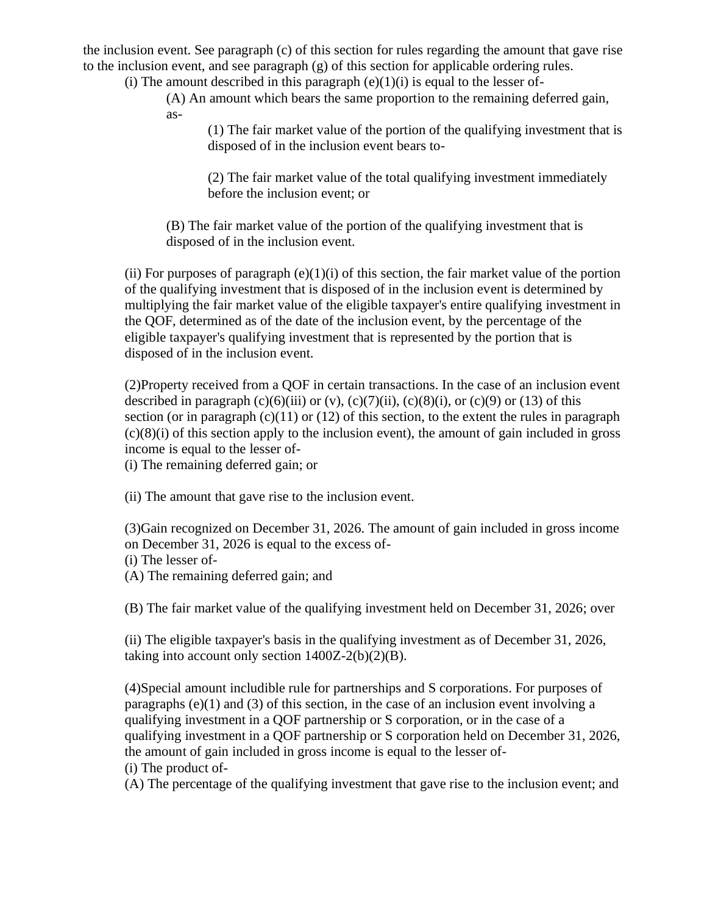the inclusion event. See paragraph (c) of this section for rules regarding the amount that gave rise to the inclusion event, and see paragraph (g) of this section for applicable ordering rules.

(i) The amount described in this paragraph (e)(1)(i) is equal to the lesser of-

(A) An amount which bears the same proportion to the remaining deferred gain, as-

(1) The fair market value of the portion of the qualifying investment that is disposed of in the inclusion event bears to-

(2) The fair market value of the total qualifying investment immediately before the inclusion event; or

(B) The fair market value of the portion of the qualifying investment that is disposed of in the inclusion event.

(ii) For purposes of paragraph (e)(1)(i) of this section, the fair market value of the portion of the qualifying investment that is disposed of in the inclusion event is determined by multiplying the fair market value of the eligible taxpayer's entire qualifying investment in the QOF, determined as of the date of the inclusion event, by the percentage of the eligible taxpayer's qualifying investment that is represented by the portion that is disposed of in the inclusion event.

(2)Property received from a QOF in certain transactions. In the case of an inclusion event described in paragraph (c)(6)(iii) or (v), (c)(7)(ii), (c)(8)(i), or (c)(9) or (13) of this section (or in paragraph (c)(11) or (12) of this section, to the extent the rules in paragraph (c)(8)(i) of this section apply to the inclusion event), the amount of gain included in gross income is equal to the lesser of-

(i) The remaining deferred gain; or

(ii) The amount that gave rise to the inclusion event.

(3)Gain recognized on December 31, 2026. The amount of gain included in gross income on December 31, 2026 is equal to the excess of-

(i) The lesser of-

(A) The remaining deferred gain; and

(B) The fair market value of the qualifying investment held on December 31, 2026; over

(ii) The eligible taxpayer's basis in the qualifying investment as of December 31, 2026, taking into account only section 1400Z-2(b)(2)(B).

(4)Special amount includible rule for partnerships and S corporations. For purposes of paragraphs (e)(1) and (3) of this section, in the case of an inclusion event involving a qualifying investment in a QOF partnership or S corporation, or in the case of a qualifying investment in a QOF partnership or S corporation held on December 31, 2026, the amount of gain included in gross income is equal to the lesser of-

(i) The product of-

(A) The percentage of the qualifying investment that gave rise to the inclusion event; and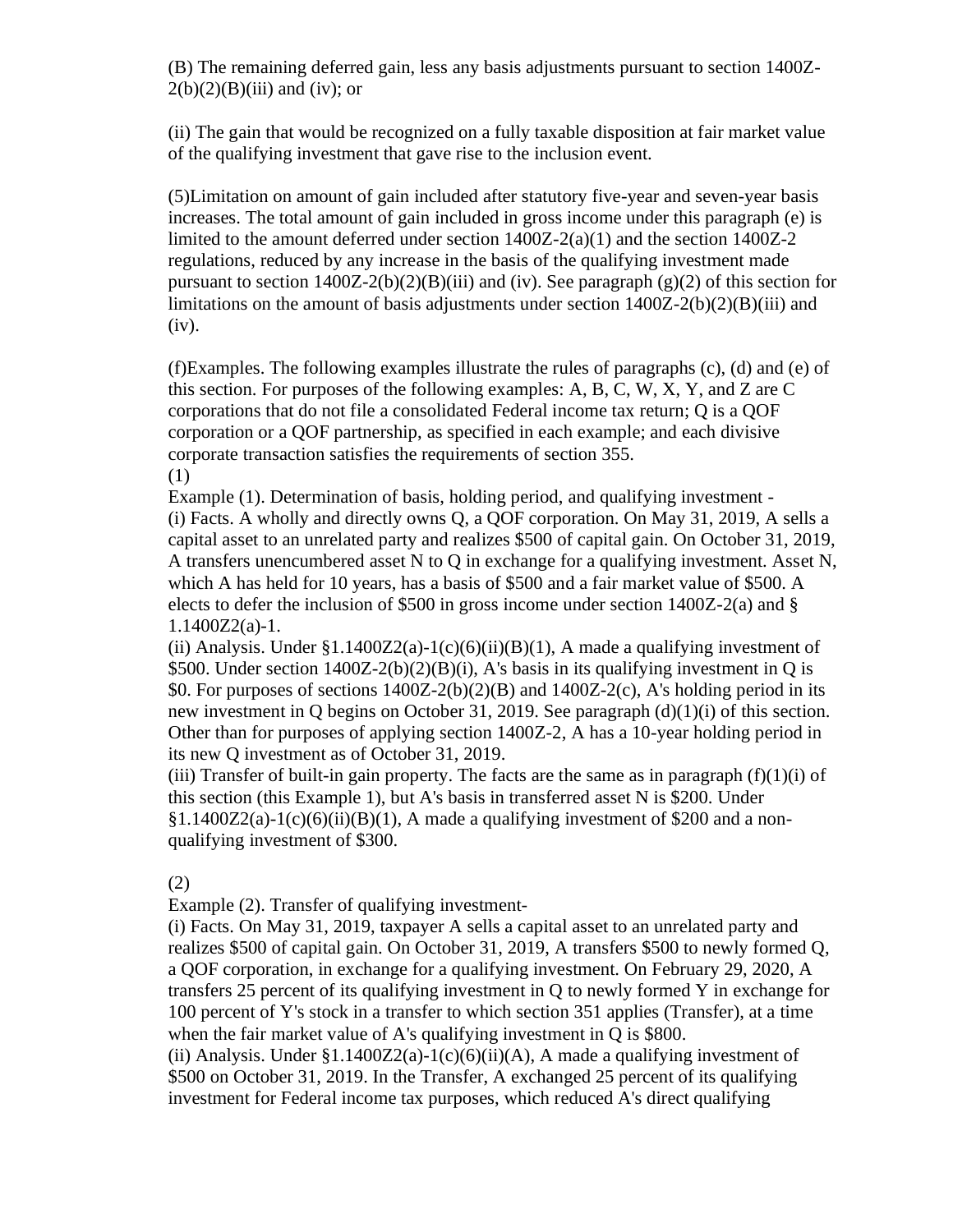(B) The remaining deferred gain, less any basis adjustments pursuant to section 1400Z-2(b)(2)(B)(iii) and (iv); or

(ii) The gain that would be recognized on a fully taxable disposition at fair market value of the qualifying investment that gave rise to the inclusion event.

(5)Limitation on amount of gain included after statutory five-year and seven-year basis increases. The total amount of gain included in gross income under this paragraph (e) is limited to the amount deferred under section 1400Z-2(a)(1) and the section 1400Z-2 regulations, reduced by any increase in the basis of the qualifying investment made pursuant to section 1400Z-2(b)(2)(B)(iii) and (iv). See paragraph (g)(2) of this section for limitations on the amount of basis adjustments under section 1400Z-2(b)(2)(B)(iii) and (iv).

(f)Examples. The following examples illustrate the rules of paragraphs (c), (d) and (e) of this section. For purposes of the following examples: A, B, C, W, X, Y, and Z are C corporations that do not file a consolidated Federal income tax return; Q is a QOF corporation or a QOF partnership, as specified in each example; and each divisive corporate transaction satisfies the requirements of section 355.

(1)

Example (1). Determination of basis, holding period, and qualifying investment -

(i) Facts. A wholly and directly owns Q, a QOF corporation. On May 31, 2019, A sells a capital asset to an unrelated party and realizes $500 of capital gain. On October 31, 2019, A transfers unencumbered asset N to Q in exchange for a qualifying investment. Asset N, which A has held for 10 years, has a basis of $500 and a fair market value of $500. A elects to defer the inclusion of $500 in gross income under section 1400Z-2(a) and § 1.1400Z2(a)-1.

(ii) Analysis. Under §1.1400Z2(a)-1(c)(6)(ii)(B)(1), A made a qualifying investment of $500. Under section 1400Z-2(b)(2)(B)(i), A's basis in its qualifying investment in Q is $0. For purposes of sections 1400Z-2(b)(2)(B) and 1400Z-2(c), A's holding period in its new investment in Q begins on October 31, 2019. See paragraph (d)(1)(i) of this section. Other than for purposes of applying section 1400Z-2, A has a 10-year holding period in its new Q investment as of October 31, 2019.

(iii) Transfer of built-in gain property. The facts are the same as in paragraph (f)(1)(i) of this section (this Example 1), but A's basis in transferred asset N is $200. Under §1.1400Z2(a)-1(c)(6)(ii)(B)(1), A made a qualifying investment of $200 and a non-qualifying investment of $300.

(2)

Example (2). Transfer of qualifying investment-

(i) Facts. On May 31, 2019, taxpayer A sells a capital asset to an unrelated party and realizes $500 of capital gain. On October 31, 2019, A transfers $500 to newly formed Q, a QOF corporation, in exchange for a qualifying investment. On February 29, 2020, A transfers 25 percent of its qualifying investment in Q to newly formed Y in exchange for 100 percent of Y's stock in a transfer to which section 351 applies (Transfer), at a time when the fair market value of A's qualifying investment in Q is $800.

(ii) Analysis. Under §1.1400Z2(a)-1(c)(6)(ii)(A), A made a qualifying investment of $500 on October 31, 2019. In the Transfer, A exchanged 25 percent of its qualifying investment for Federal income tax purposes, which reduced A's direct qualifying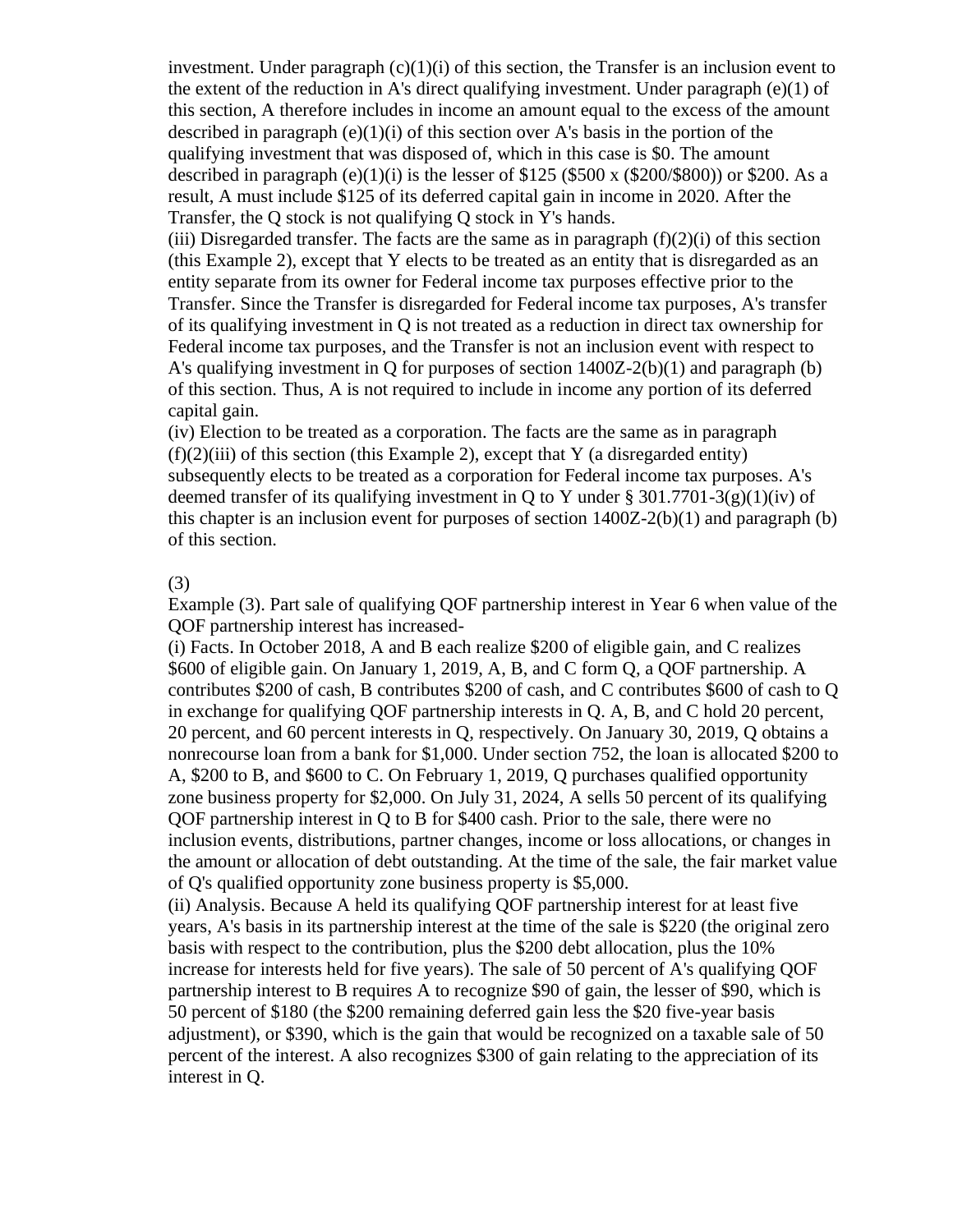investment. Under paragraph (c)(1)(i) of this section, the Transfer is an inclusion event to the extent of the reduction in A's direct qualifying investment. Under paragraph (e)(1) of this section, A therefore includes in income an amount equal to the excess of the amount described in paragraph (e)(1)(i) of this section over A's basis in the portion of the qualifying investment that was disposed of, which in this case is $0. The amount described in paragraph (e)(1)(i) is the lesser of $125 ($500 x ($200/$800)) or $200. As a result, A must include $125 of its deferred capital gain in income in 2020. After the Transfer, the Q stock is not qualifying Q stock in Y's hands.

(iii) Disregarded transfer. The facts are the same as in paragraph (f)(2)(i) of this section (this Example 2), except that Y elects to be treated as an entity that is disregarded as an entity separate from its owner for Federal income tax purposes effective prior to the Transfer. Since the Transfer is disregarded for Federal income tax purposes, A's transfer of its qualifying investment in Q is not treated as a reduction in direct tax ownership for Federal income tax purposes, and the Transfer is not an inclusion event with respect to A's qualifying investment in Q for purposes of section 1400Z-2(b)(1) and paragraph (b) of this section. Thus, A is not required to include in income any portion of its deferred capital gain.

(iv) Election to be treated as a corporation. The facts are the same as in paragraph (f)(2)(iii) of this section (this Example 2), except that Y (a disregarded entity) subsequently elects to be treated as a corporation for Federal income tax purposes. A's deemed transfer of its qualifying investment in Q to Y under § 301.7701-3(g)(1)(iv) of this chapter is an inclusion event for purposes of section 1400Z-2(b)(1) and paragraph (b) of this section.

(3)

Example (3). Part sale of qualifying QOF partnership interest in Year 6 when value of the QOF partnership interest has increased-

(i) Facts. In October 2018, A and B each realize $200 of eligible gain, and C realizes $600 of eligible gain. On January 1, 2019, A, B, and C form Q, a QOF partnership. A contributes $200 of cash, B contributes $200 of cash, and C contributes $600 of cash to Q in exchange for qualifying QOF partnership interests in Q. A, B, and C hold 20 percent, 20 percent, and 60 percent interests in Q, respectively. On January 30, 2019, Q obtains a nonrecourse loan from a bank for $1,000. Under section 752, the loan is allocated $200 to A, $200 to B, and $600 to C. On February 1, 2019, Q purchases qualified opportunity zone business property for $2,000. On July 31, 2024, A sells 50 percent of its qualifying QOF partnership interest in Q to B for $400 cash. Prior to the sale, there were no inclusion events, distributions, partner changes, income or loss allocations, or changes in the amount or allocation of debt outstanding. At the time of the sale, the fair market value of Q's qualified opportunity zone business property is $5,000.

(ii) Analysis. Because A held its qualifying QOF partnership interest for at least five years, A's basis in its partnership interest at the time of the sale is $220 (the original zero basis with respect to the contribution, plus the $200 debt allocation, plus the 10% increase for interests held for five years). The sale of 50 percent of A's qualifying QOF partnership interest to B requires A to recognize $90 of gain, the lesser of $90, which is 50 percent of $180 (the $200 remaining deferred gain less the $20 five-year basis adjustment), or $390, which is the gain that would be recognized on a taxable sale of 50 percent of the interest. A also recognizes $300 of gain relating to the appreciation of its interest in Q.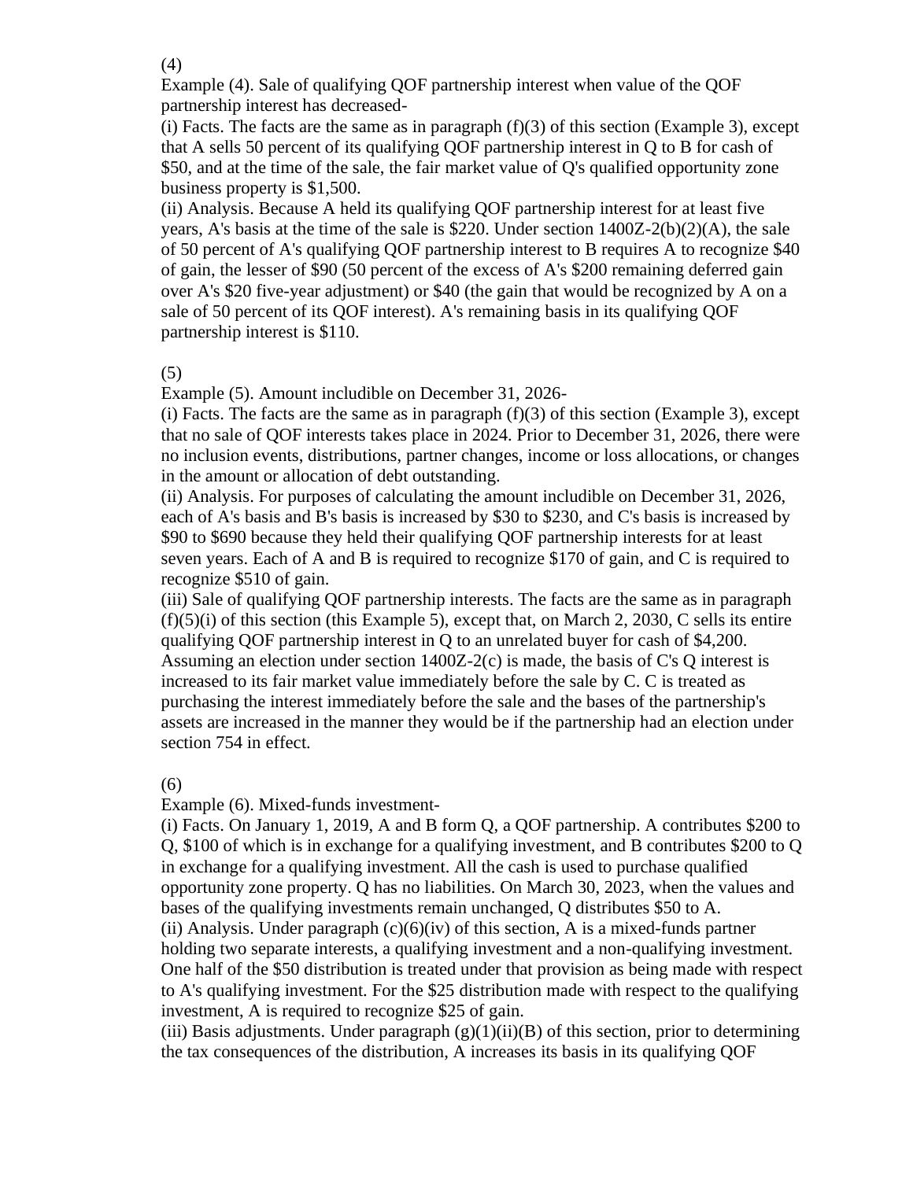(4)

Example (4). Sale of qualifying QOF partnership interest when value of the QOF partnership interest has decreased-

(i) Facts. The facts are the same as in paragraph (f)(3) of this section (Example 3), except that A sells 50 percent of its qualifying QOF partnership interest in Q to B for cash of $50, and at the time of the sale, the fair market value of Q's qualified opportunity zone business property is $1,500.

(ii) Analysis. Because A held its qualifying QOF partnership interest for at least five years, A's basis at the time of the sale is $220. Under section 1400Z-2(b)(2)(A), the sale of 50 percent of A's qualifying QOF partnership interest to B requires A to recognize $40 of gain, the lesser of $90 (50 percent of the excess of A's $200 remaining deferred gain over A's $20 five-year adjustment) or $40 (the gain that would be recognized by A on a sale of 50 percent of its QOF interest). A's remaining basis in its qualifying QOF partnership interest is $110.

(5)

Example (5). Amount includible on December 31, 2026-

(i) Facts. The facts are the same as in paragraph (f)(3) of this section (Example 3), except that no sale of QOF interests takes place in 2024. Prior to December 31, 2026, there were no inclusion events, distributions, partner changes, income or loss allocations, or changes in the amount or allocation of debt outstanding.

(ii) Analysis. For purposes of calculating the amount includible on December 31, 2026, each of A's basis and B's basis is increased by $30 to $230, and C's basis is increased by $90 to $690 because they held their qualifying QOF partnership interests for at least seven years. Each of A and B is required to recognize $170 of gain, and C is required to recognize $510 of gain.

(iii) Sale of qualifying QOF partnership interests. The facts are the same as in paragraph (f)(5)(i) of this section (this Example 5), except that, on March 2, 2030, C sells its entire qualifying QOF partnership interest in Q to an unrelated buyer for cash of $4,200. Assuming an election under section 1400Z-2(c) is made, the basis of C's Q interest is increased to its fair market value immediately before the sale by C. C is treated as purchasing the interest immediately before the sale and the bases of the partnership's assets are increased in the manner they would be if the partnership had an election under section 754 in effect.

(6)

Example (6). Mixed-funds investment-

(i) Facts. On January 1, 2019, A and B form Q, a QOF partnership. A contributes $200 to Q, $100 of which is in exchange for a qualifying investment, and B contributes $200 to Q in exchange for a qualifying investment. All the cash is used to purchase qualified opportunity zone property. Q has no liabilities. On March 30, 2023, when the values and bases of the qualifying investments remain unchanged, Q distributes $50 to A.

(ii) Analysis. Under paragraph (c)(6)(iv) of this section, A is a mixed-funds partner holding two separate interests, a qualifying investment and a non-qualifying investment. One half of the $50 distribution is treated under that provision as being made with respect to A's qualifying investment. For the $25 distribution made with respect to the qualifying investment, A is required to recognize $25 of gain.

(iii) Basis adjustments. Under paragraph (g)(1)(ii)(B) of this section, prior to determining the tax consequences of the distribution, A increases its basis in its qualifying QOF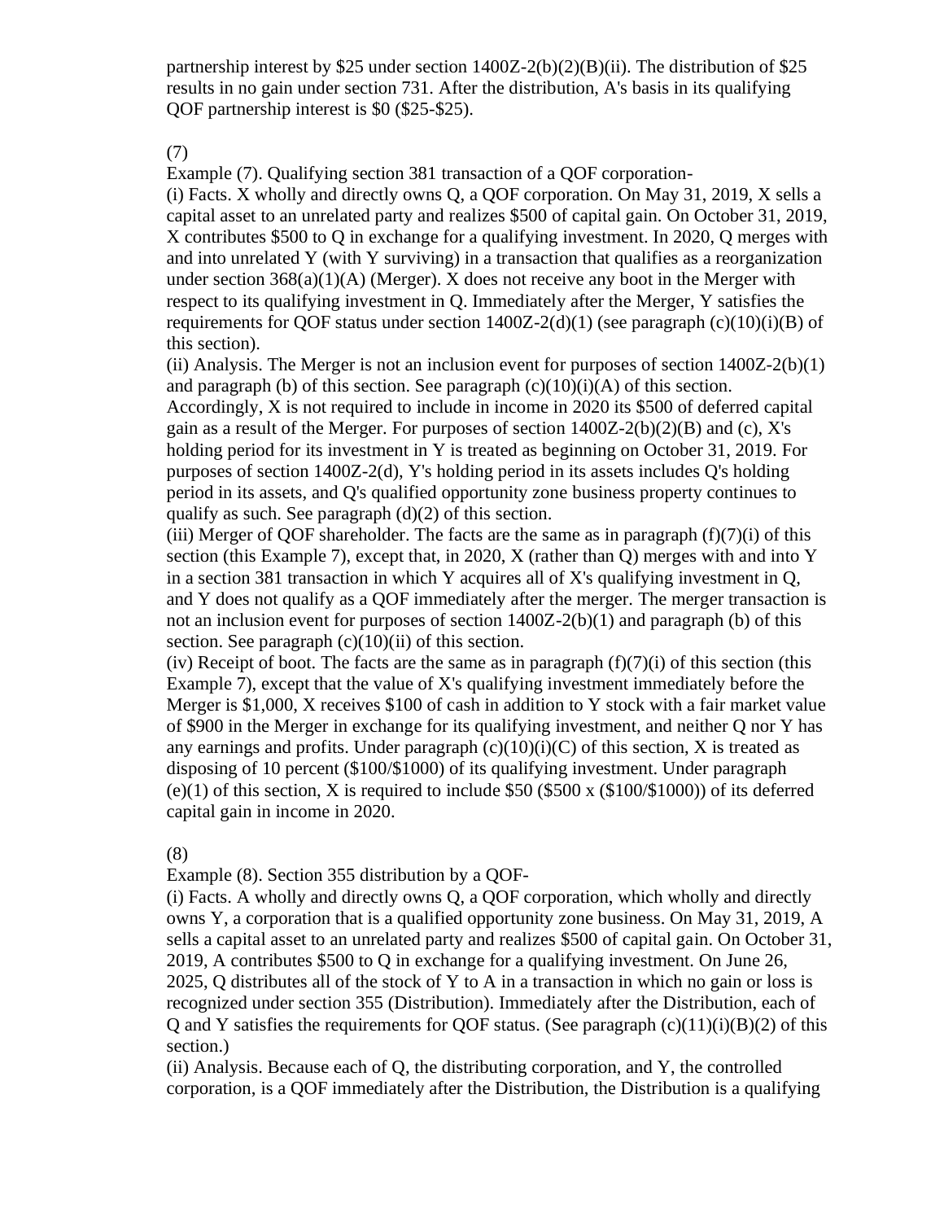partnership interest by $25 under section 1400Z-2(b)(2)(B)(ii). The distribution of $25 results in no gain under section 731. After the distribution, A's basis in its qualifying QOF partnership interest is $0 ($25-$25).

(7)

Example (7). Qualifying section 381 transaction of a QOF corporation-

(i) Facts. X wholly and directly owns Q, a QOF corporation. On May 31, 2019, X sells a capital asset to an unrelated party and realizes $500 of capital gain. On October 31, 2019, X contributes $500 to Q in exchange for a qualifying investment. In 2020, Q merges with and into unrelated Y (with Y surviving) in a transaction that qualifies as a reorganization under section 368(a)(1)(A) (Merger). X does not receive any boot in the Merger with respect to its qualifying investment in Q. Immediately after the Merger, Y satisfies the requirements for QOF status under section 1400Z-2(d)(1) (see paragraph (c)(10)(i)(B) of this section).

(ii) Analysis. The Merger is not an inclusion event for purposes of section 1400Z-2(b)(1) and paragraph (b) of this section. See paragraph (c)(10)(i)(A) of this section. Accordingly, X is not required to include in income in 2020 its $500 of deferred capital gain as a result of the Merger. For purposes of section 1400Z-2(b)(2)(B) and (c), X's holding period for its investment in Y is treated as beginning on October 31, 2019. For purposes of section 1400Z-2(d), Y's holding period in its assets includes Q's holding period in its assets, and Q's qualified opportunity zone business property continues to qualify as such. See paragraph (d)(2) of this section.

(iii) Merger of QOF shareholder. The facts are the same as in paragraph (f)(7)(i) of this section (this Example 7), except that, in 2020, X (rather than Q) merges with and into Y in a section 381 transaction in which Y acquires all of X's qualifying investment in Q, and Y does not qualify as a QOF immediately after the merger. The merger transaction is not an inclusion event for purposes of section 1400Z-2(b)(1) and paragraph (b) of this section. See paragraph (c)(10)(ii) of this section.

(iv) Receipt of boot. The facts are the same as in paragraph (f)(7)(i) of this section (this Example 7), except that the value of X's qualifying investment immediately before the Merger is $1,000, X receives $100 of cash in addition to Y stock with a fair market value of $900 in the Merger in exchange for its qualifying investment, and neither Q nor Y has any earnings and profits. Under paragraph (c)(10)(i)(C) of this section, X is treated as disposing of 10 percent ($100/$1000) of its qualifying investment. Under paragraph (e)(1) of this section, X is required to include $50 ($500 x ($100/$1000)) of its deferred capital gain in income in 2020.

(8)

Example (8). Section 355 distribution by a QOF-

(i) Facts. A wholly and directly owns Q, a QOF corporation, which wholly and directly owns Y, a corporation that is a qualified opportunity zone business. On May 31, 2019, A sells a capital asset to an unrelated party and realizes $500 of capital gain. On October 31, 2019, A contributes $500 to Q in exchange for a qualifying investment. On June 26, 2025, Q distributes all of the stock of Y to A in a transaction in which no gain or loss is recognized under section 355 (Distribution). Immediately after the Distribution, each of Q and Y satisfies the requirements for QOF status. (See paragraph (c)(11)(i)(B)(2) of this section.)

(ii) Analysis. Because each of Q, the distributing corporation, and Y, the controlled corporation, is a QOF immediately after the Distribution, the Distribution is a qualifying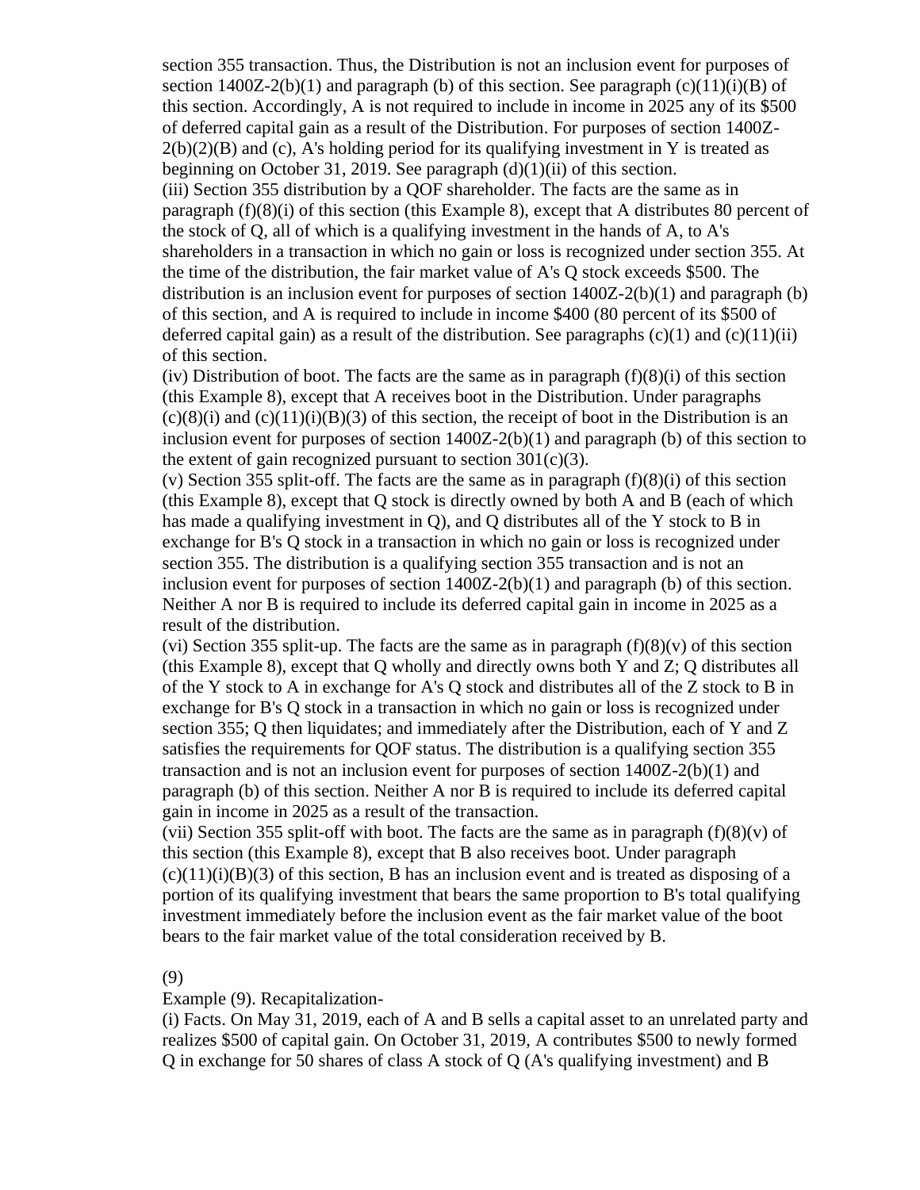section 355 transaction. Thus, the Distribution is not an inclusion event for purposes of section 1400Z-2(b)(1) and paragraph (b) of this section. See paragraph (c)(11)(i)(B) of this section. Accordingly, A is not required to include in income in 2025 any of its $500 of deferred capital gain as a result of the Distribution. For purposes of section 1400Z-2(b)(2)(B) and (c), A's holding period for its qualifying investment in Y is treated as beginning on October 31, 2019. See paragraph (d)(1)(ii) of this section.

(iii) Section 355 distribution by a QOF shareholder. The facts are the same as in paragraph (f)(8)(i) of this section (this Example 8), except that A distributes 80 percent of the stock of Q, all of which is a qualifying investment in the hands of A, to A's shareholders in a transaction in which no gain or loss is recognized under section 355. At the time of the distribution, the fair market value of A's Q stock exceeds $500. The distribution is an inclusion event for purposes of section 1400Z-2(b)(1) and paragraph (b) of this section, and A is required to include in income $400 (80 percent of its $500 of deferred capital gain) as a result of the distribution. See paragraphs (c)(1) and (c)(11)(ii) of this section.

(iv) Distribution of boot. The facts are the same as in paragraph (f)(8)(i) of this section (this Example 8), except that A receives boot in the Distribution. Under paragraphs (c)(8)(i) and (c)(11)(i)(B)(3) of this section, the receipt of boot in the Distribution is an inclusion event for purposes of section 1400Z-2(b)(1) and paragraph (b) of this section to the extent of gain recognized pursuant to section 301(c)(3).

(v) Section 355 split-off. The facts are the same as in paragraph (f)(8)(i) of this section (this Example 8), except that Q stock is directly owned by both A and B (each of which has made a qualifying investment in Q), and Q distributes all of the Y stock to B in exchange for B's Q stock in a transaction in which no gain or loss is recognized under section 355. The distribution is a qualifying section 355 transaction and is not an inclusion event for purposes of section 1400Z-2(b)(1) and paragraph (b) of this section. Neither A nor B is required to include its deferred capital gain in income in 2025 as a result of the distribution.

(vi) Section 355 split-up. The facts are the same as in paragraph (f)(8)(v) of this section (this Example 8), except that Q wholly and directly owns both Y and Z; Q distributes all of the Y stock to A in exchange for A's Q stock and distributes all of the Z stock to B in exchange for B's Q stock in a transaction in which no gain or loss is recognized under section 355; Q then liquidates; and immediately after the Distribution, each of Y and Z satisfies the requirements for QOF status. The distribution is a qualifying section 355 transaction and is not an inclusion event for purposes of section 1400Z-2(b)(1) and paragraph (b) of this section. Neither A nor B is required to include its deferred capital gain in income in 2025 as a result of the transaction.

(vii) Section 355 split-off with boot. The facts are the same as in paragraph (f)(8)(v) of this section (this Example 8), except that B also receives boot. Under paragraph (c)(11)(i)(B)(3) of this section, B has an inclusion event and is treated as disposing of a portion of its qualifying investment that bears the same proportion to B's total qualifying investment immediately before the inclusion event as the fair market value of the boot bears to the fair market value of the total consideration received by B.

(9)

Example (9). Recapitalization-

(i) Facts. On May 31, 2019, each of A and B sells a capital asset to an unrelated party and realizes $500 of capital gain. On October 31, 2019, A contributes $500 to newly formed Q in exchange for 50 shares of class A stock of Q (A's qualifying investment) and B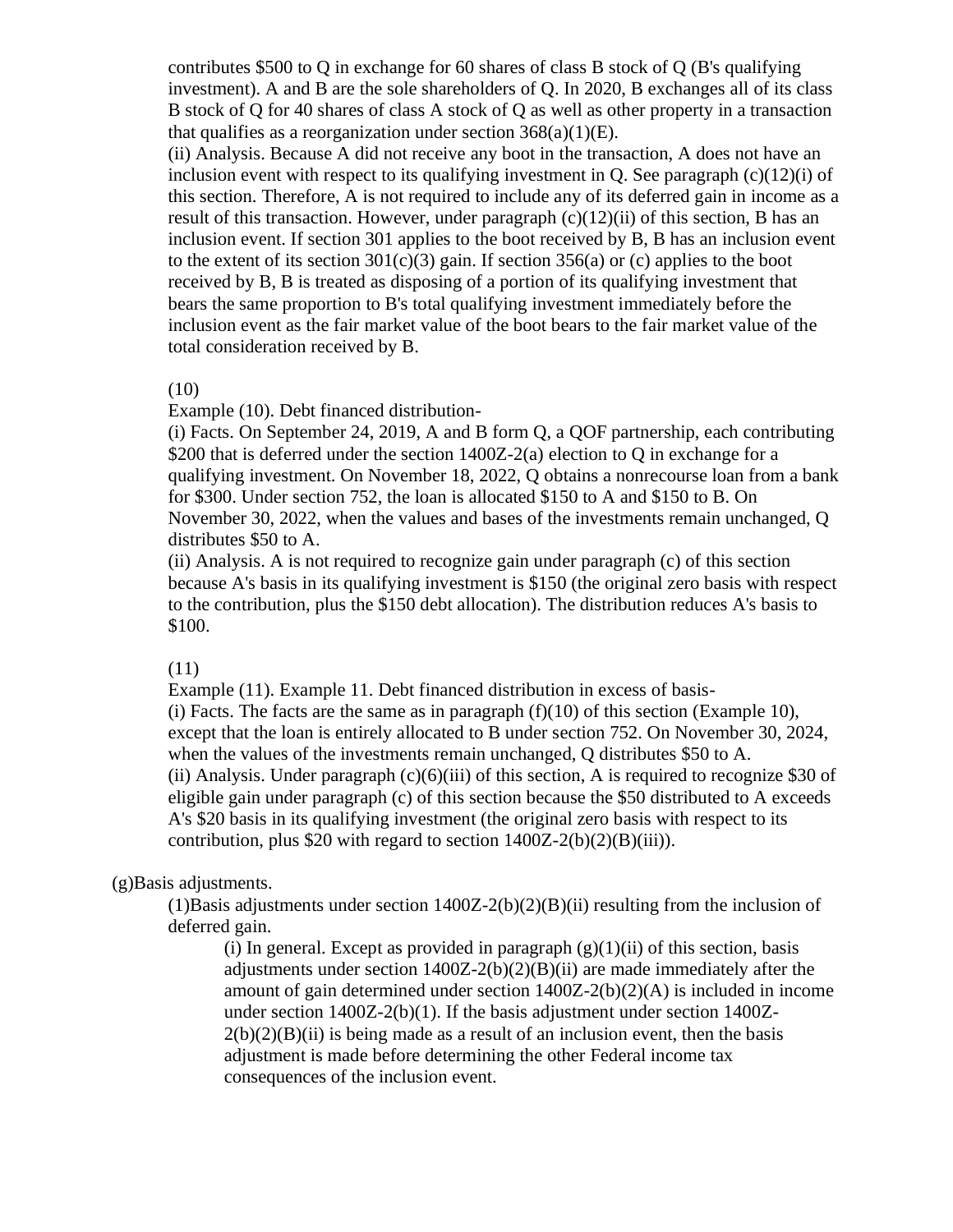contributes $500 to Q in exchange for 60 shares of class B stock of Q (B's qualifying investment). A and B are the sole shareholders of Q. In 2020, B exchanges all of its class B stock of Q for 40 shares of class A stock of Q as well as other property in a transaction that qualifies as a reorganization under section 368(a)(1)(E).

(ii) Analysis. Because A did not receive any boot in the transaction, A does not have an inclusion event with respect to its qualifying investment in Q. See paragraph (c)(12)(i) of this section. Therefore, A is not required to include any of its deferred gain in income as a result of this transaction. However, under paragraph (c)(12)(ii) of this section, B has an inclusion event. If section 301 applies to the boot received by B, B has an inclusion event to the extent of its section 301(c)(3) gain. If section 356(a) or (c) applies to the boot received by B, B is treated as disposing of a portion of its qualifying investment that bears the same proportion to B's total qualifying investment immediately before the inclusion event as the fair market value of the boot bears to the fair market value of the total consideration received by B.

(10)

Example (10). Debt financed distribution-

(i) Facts. On September 24, 2019, A and B form Q, a QOF partnership, each contributing $200 that is deferred under the section 1400Z-2(a) election to Q in exchange for a qualifying investment. On November 18, 2022, Q obtains a nonrecourse loan from a bank for $300. Under section 752, the loan is allocated $150 to A and $150 to B. On November 30, 2022, when the values and bases of the investments remain unchanged, Q distributes $50 to A.

(ii) Analysis. A is not required to recognize gain under paragraph (c) of this section because A's basis in its qualifying investment is $150 (the original zero basis with respect to the contribution, plus the $150 debt allocation). The distribution reduces A's basis to $100.

(11)

Example (11). Example 11. Debt financed distribution in excess of basis-

(i) Facts. The facts are the same as in paragraph (f)(10) of this section (Example 10), except that the loan is entirely allocated to B under section 752. On November 30, 2024, when the values of the investments remain unchanged, Q distributes $50 to A.

(ii) Analysis. Under paragraph (c)(6)(iii) of this section, A is required to recognize $30 of eligible gain under paragraph (c) of this section because the $50 distributed to A exceeds A's $20 basis in its qualifying investment (the original zero basis with respect to its contribution, plus $20 with regard to section 1400Z-2(b)(2)(B)(iii)).

(g)Basis adjustments.

(1)Basis adjustments under section 1400Z-2(b)(2)(B)(ii) resulting from the inclusion of deferred gain.

(i) In general. Except as provided in paragraph (g)(1)(ii) of this section, basis adjustments under section 1400Z-2(b)(2)(B)(ii) are made immediately after the amount of gain determined under section 1400Z-2(b)(2)(A) is included in income under section 1400Z-2(b)(1). If the basis adjustment under section 1400Z-2(b)(2)(B)(ii) is being made as a result of an inclusion event, then the basis adjustment is made before determining the other Federal income tax consequences of the inclusion event.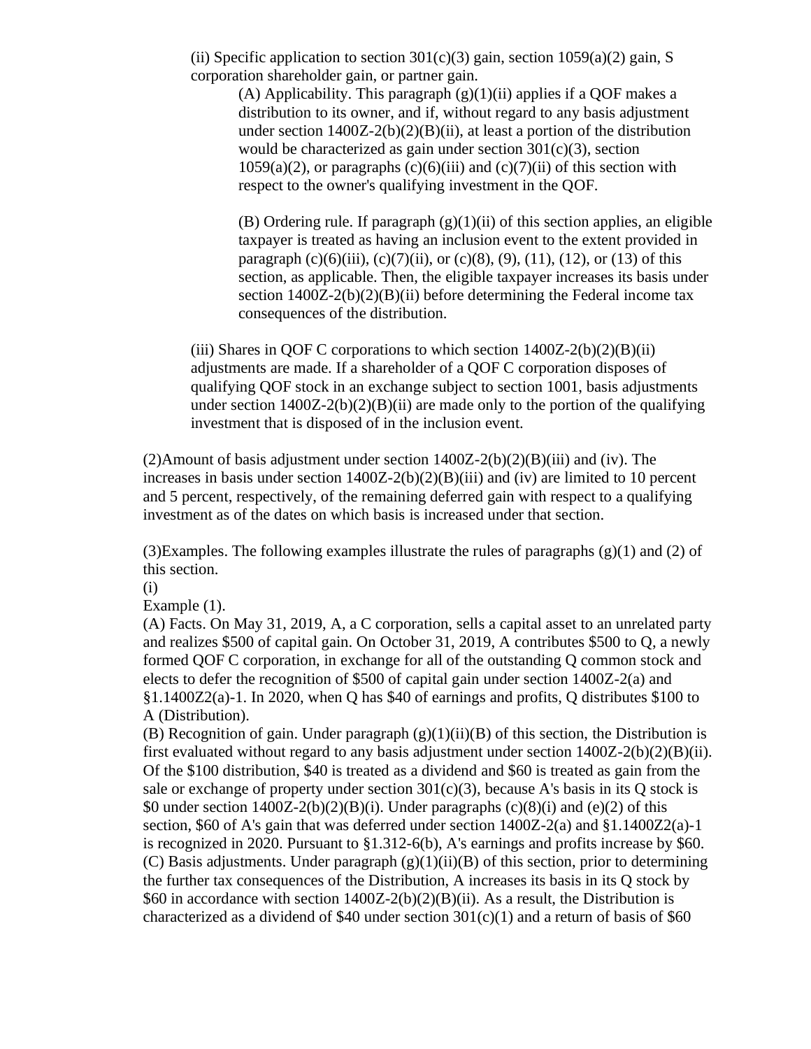(ii) Specific application to section 301(c)(3) gain, section 1059(a)(2) gain, S corporation shareholder gain, or partner gain.

(A) Applicability. This paragraph (g)(1)(ii) applies if a QOF makes a distribution to its owner, and if, without regard to any basis adjustment under section 1400Z-2(b)(2)(B)(ii), at least a portion of the distribution would be characterized as gain under section 301(c)(3), section 1059(a)(2), or paragraphs (c)(6)(iii) and (c)(7)(ii) of this section with respect to the owner's qualifying investment in the QOF.

(B) Ordering rule. If paragraph (g)(1)(ii) of this section applies, an eligible taxpayer is treated as having an inclusion event to the extent provided in paragraph (c)(6)(iii), (c)(7)(ii), or (c)(8), (9), (11), (12), or (13) of this section, as applicable. Then, the eligible taxpayer increases its basis under section 1400Z-2(b)(2)(B)(ii) before determining the Federal income tax consequences of the distribution.

(iii) Shares in QOF C corporations to which section 1400Z-2(b)(2)(B)(ii) adjustments are made. If a shareholder of a QOF C corporation disposes of qualifying QOF stock in an exchange subject to section 1001, basis adjustments under section 1400Z-2(b)(2)(B)(ii) are made only to the portion of the qualifying investment that is disposed of in the inclusion event.

(2)Amount of basis adjustment under section 1400Z-2(b)(2)(B)(iii) and (iv). The increases in basis under section 1400Z-2(b)(2)(B)(iii) and (iv) are limited to 10 percent and 5 percent, respectively, of the remaining deferred gain with respect to a qualifying investment as of the dates on which basis is increased under that section.

(3)Examples. The following examples illustrate the rules of paragraphs (g)(1) and (2) of this section.

(i)

Example (1).

(A) Facts. On May 31, 2019, A, a C corporation, sells a capital asset to an unrelated party and realizes $500 of capital gain. On October 31, 2019, A contributes $500 to Q, a newly formed QOF C corporation, in exchange for all of the outstanding Q common stock and elects to defer the recognition of $500 of capital gain under section 1400Z-2(a) and §1.1400Z2(a)-1. In 2020, when Q has $40 of earnings and profits, Q distributes $100 to A (Distribution).

(B) Recognition of gain. Under paragraph (g)(1)(ii)(B) of this section, the Distribution is first evaluated without regard to any basis adjustment under section 1400Z-2(b)(2)(B)(ii). Of the $100 distribution, $40 is treated as a dividend and $60 is treated as gain from the sale or exchange of property under section 301(c)(3), because A's basis in its Q stock is $0 under section 1400Z-2(b)(2)(B)(i). Under paragraphs (c)(8)(i) and (e)(2) of this section, $60 of A's gain that was deferred under section 1400Z-2(a) and §1.1400Z2(a)-1 is recognized in 2020. Pursuant to §1.312-6(b), A's earnings and profits increase by $60.

(C) Basis adjustments. Under paragraph (g)(1)(ii)(B) of this section, prior to determining the further tax consequences of the Distribution, A increases its basis in its Q stock by $60 in accordance with section 1400Z-2(b)(2)(B)(ii). As a result, the Distribution is characterized as a dividend of $40 under section 301(c)(1) and a return of basis of $60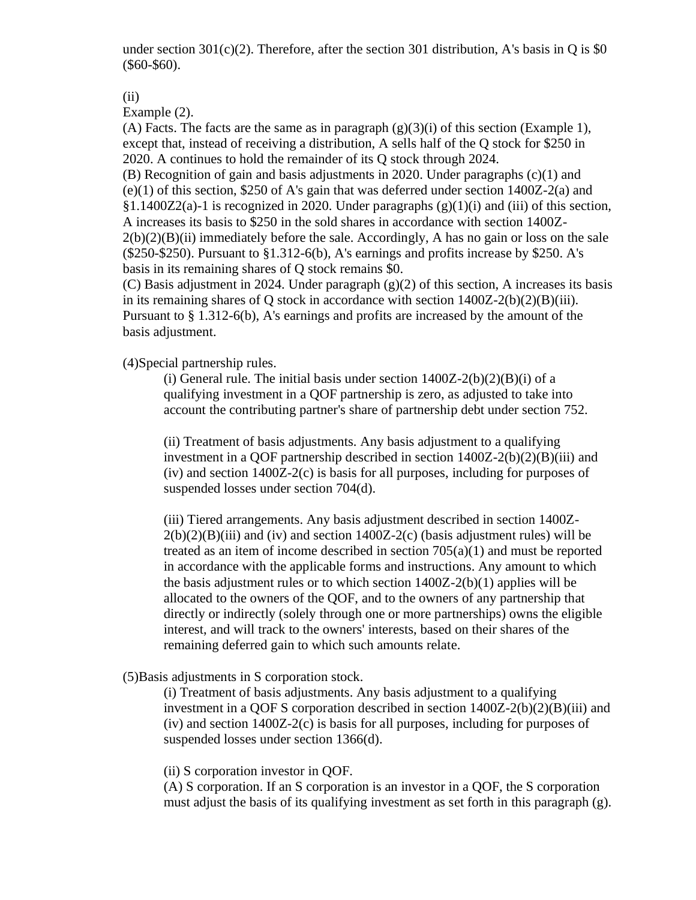under section 301(c)(2). Therefore, after the section 301 distribution, A's basis in Q is $0 ($60-$60).

(ii)
Example (2).
(A) Facts. The facts are the same as in paragraph (g)(3)(i) of this section (Example 1), except that, instead of receiving a distribution, A sells half of the Q stock for $250 in 2020. A continues to hold the remainder of its Q stock through 2024.
(B) Recognition of gain and basis adjustments in 2020. Under paragraphs (c)(1) and (e)(1) of this section, $250 of A's gain that was deferred under section 1400Z-2(a) and §1.1400Z2(a)-1 is recognized in 2020. Under paragraphs (g)(1)(i) and (iii) of this section, A increases its basis to $250 in the sold shares in accordance with section 1400Z-2(b)(2)(B)(ii) immediately before the sale. Accordingly, A has no gain or loss on the sale ($250-$250). Pursuant to §1.312-6(b), A's earnings and profits increase by $250. A's basis in its remaining shares of Q stock remains $0.
(C) Basis adjustment in 2024. Under paragraph (g)(2) of this section, A increases its basis in its remaining shares of Q stock in accordance with section 1400Z-2(b)(2)(B)(iii). Pursuant to § 1.312-6(b), A's earnings and profits are increased by the amount of the basis adjustment.

(4)Special partnership rules.

(i) General rule. The initial basis under section 1400Z-2(b)(2)(B)(i) of a qualifying investment in a QOF partnership is zero, as adjusted to take into account the contributing partner's share of partnership debt under section 752.

(ii) Treatment of basis adjustments. Any basis adjustment to a qualifying investment in a QOF partnership described in section 1400Z-2(b)(2)(B)(iii) and (iv) and section 1400Z-2(c) is basis for all purposes, including for purposes of suspended losses under section 704(d).

(iii) Tiered arrangements. Any basis adjustment described in section 1400Z-2(b)(2)(B)(iii) and (iv) and section 1400Z-2(c) (basis adjustment rules) will be treated as an item of income described in section 705(a)(1) and must be reported in accordance with the applicable forms and instructions. Any amount to which the basis adjustment rules or to which section 1400Z-2(b)(1) applies will be allocated to the owners of the QOF, and to the owners of any partnership that directly or indirectly (solely through one or more partnerships) owns the eligible interest, and will track to the owners' interests, based on their shares of the remaining deferred gain to which such amounts relate.

(5)Basis adjustments in S corporation stock.

(i) Treatment of basis adjustments. Any basis adjustment to a qualifying investment in a QOF S corporation described in section 1400Z-2(b)(2)(B)(iii) and (iv) and section 1400Z-2(c) is basis for all purposes, including for purposes of suspended losses under section 1366(d).

(ii) S corporation investor in QOF.
(A) S corporation. If an S corporation is an investor in a QOF, the S corporation must adjust the basis of its qualifying investment as set forth in this paragraph (g).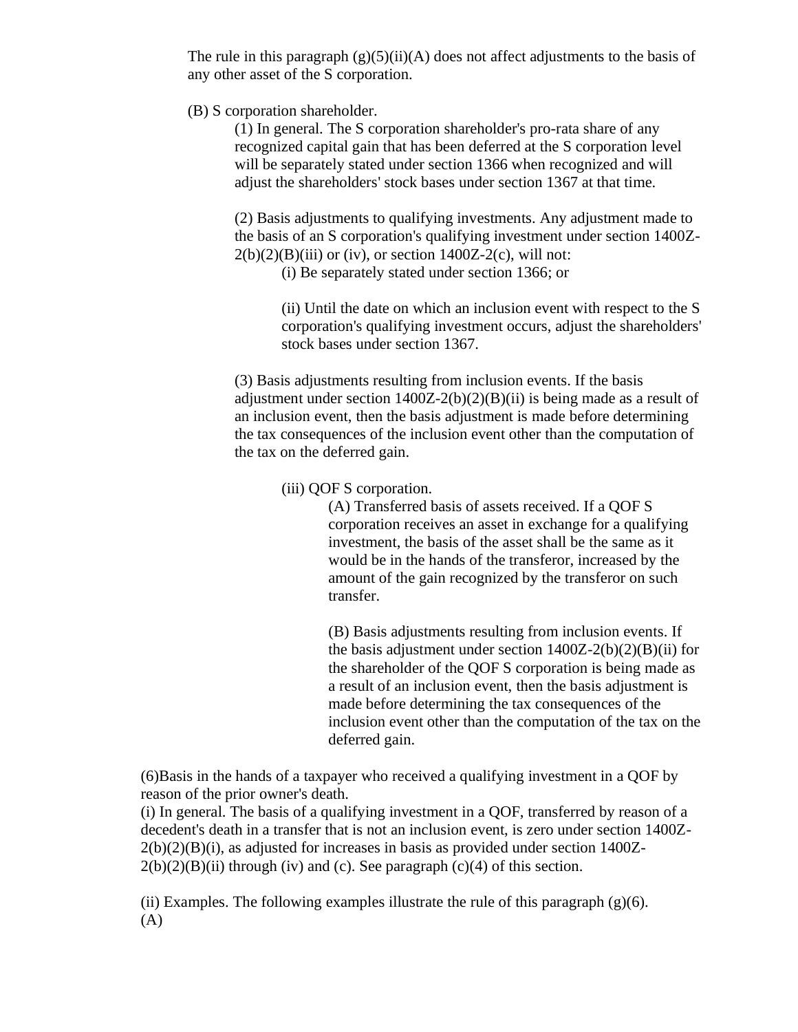The rule in this paragraph (g)(5)(ii)(A) does not affect adjustments to the basis of any other asset of the S corporation.

(B) S corporation shareholder.

(1) In general. The S corporation shareholder's pro-rata share of any recognized capital gain that has been deferred at the S corporation level will be separately stated under section 1366 when recognized and will adjust the shareholders' stock bases under section 1367 at that time.

(2) Basis adjustments to qualifying investments. Any adjustment made to the basis of an S corporation's qualifying investment under section 1400Z-2(b)(2)(B)(iii) or (iv), or section 1400Z-2(c), will not:

(i) Be separately stated under section 1366; or

(ii) Until the date on which an inclusion event with respect to the S corporation's qualifying investment occurs, adjust the shareholders' stock bases under section 1367.

(3) Basis adjustments resulting from inclusion events. If the basis adjustment under section 1400Z-2(b)(2)(B)(ii) is being made as a result of an inclusion event, then the basis adjustment is made before determining the tax consequences of the inclusion event other than the computation of the tax on the deferred gain.

(iii) QOF S corporation.

(A) Transferred basis of assets received. If a QOF S corporation receives an asset in exchange for a qualifying investment, the basis of the asset shall be the same as it would be in the hands of the transferor, increased by the amount of the gain recognized by the transferor on such transfer.

(B) Basis adjustments resulting from inclusion events. If the basis adjustment under section 1400Z-2(b)(2)(B)(ii) for the shareholder of the QOF S corporation is being made as a result of an inclusion event, then the basis adjustment is made before determining the tax consequences of the inclusion event other than the computation of the tax on the deferred gain.

(6)Basis in the hands of a taxpayer who received a qualifying investment in a QOF by reason of the prior owner's death.

(i) In general. The basis of a qualifying investment in a QOF, transferred by reason of a decedent's death in a transfer that is not an inclusion event, is zero under section 1400Z-2(b)(2)(B)(i), as adjusted for increases in basis as provided under section 1400Z-2(b)(2)(B)(ii) through (iv) and (c). See paragraph (c)(4) of this section.

(ii) Examples. The following examples illustrate the rule of this paragraph (g)(6).

(A)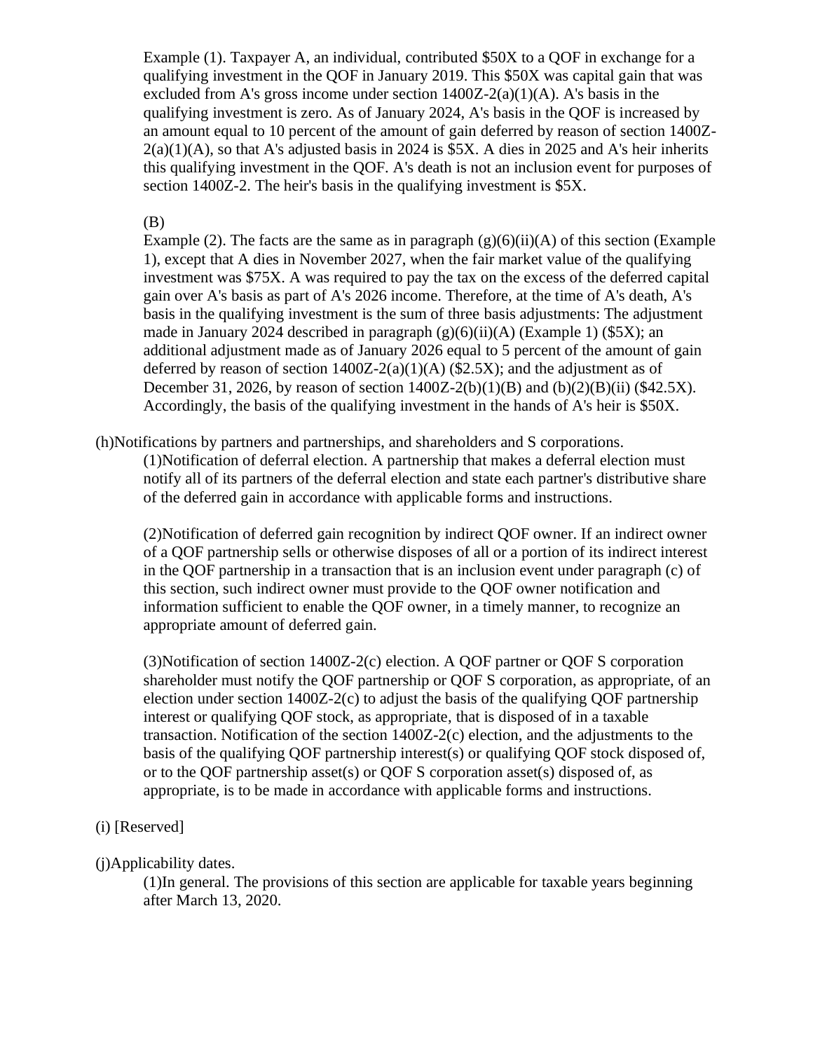Example (1). Taxpayer A, an individual, contributed $50X to a QOF in exchange for a qualifying investment in the QOF in January 2019. This $50X was capital gain that was excluded from A's gross income under section 1400Z-2(a)(1)(A). A's basis in the qualifying investment is zero. As of January 2024, A's basis in the QOF is increased by an amount equal to 10 percent of the amount of gain deferred by reason of section 1400Z-2(a)(1)(A), so that A's adjusted basis in 2024 is $5X. A dies in 2025 and A's heir inherits this qualifying investment in the QOF. A's death is not an inclusion event for purposes of section 1400Z-2. The heir's basis in the qualifying investment is $5X.

(B)

Example (2). The facts are the same as in paragraph (g)(6)(ii)(A) of this section (Example 1), except that A dies in November 2027, when the fair market value of the qualifying investment was $75X. A was required to pay the tax on the excess of the deferred capital gain over A's basis as part of A's 2026 income. Therefore, at the time of A's death, A's basis in the qualifying investment is the sum of three basis adjustments: The adjustment made in January 2024 described in paragraph (g)(6)(ii)(A) (Example 1) ($5X); an additional adjustment made as of January 2026 equal to 5 percent of the amount of gain deferred by reason of section 1400Z-2(a)(1)(A) ($2.5X); and the adjustment as of December 31, 2026, by reason of section 1400Z-2(b)(1)(B) and (b)(2)(B)(ii) ($42.5X). Accordingly, the basis of the qualifying investment in the hands of A's heir is $50X.

(h)Notifications by partners and partnerships, and shareholders and S corporations.

(1)Notification of deferral election. A partnership that makes a deferral election must notify all of its partners of the deferral election and state each partner's distributive share of the deferred gain in accordance with applicable forms and instructions.

(2)Notification of deferred gain recognition by indirect QOF owner. If an indirect owner of a QOF partnership sells or otherwise disposes of all or a portion of its indirect interest in the QOF partnership in a transaction that is an inclusion event under paragraph (c) of this section, such indirect owner must provide to the QOF owner notification and information sufficient to enable the QOF owner, in a timely manner, to recognize an appropriate amount of deferred gain.

(3)Notification of section 1400Z-2(c) election. A QOF partner or QOF S corporation shareholder must notify the QOF partnership or QOF S corporation, as appropriate, of an election under section 1400Z-2(c) to adjust the basis of the qualifying QOF partnership interest or qualifying QOF stock, as appropriate, that is disposed of in a taxable transaction. Notification of the section 1400Z-2(c) election, and the adjustments to the basis of the qualifying QOF partnership interest(s) or qualifying QOF stock disposed of, or to the QOF partnership asset(s) or QOF S corporation asset(s) disposed of, as appropriate, is to be made in accordance with applicable forms and instructions.

(i) [Reserved]

(j)Applicability dates.

(1)In general. The provisions of this section are applicable for taxable years beginning after March 13, 2020.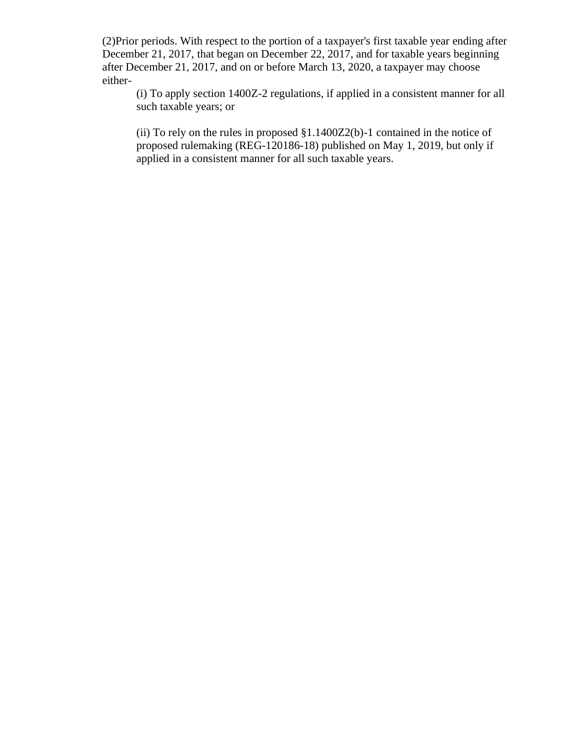(2)Prior periods. With respect to the portion of a taxpayer's first taxable year ending after December 21, 2017, that began on December 22, 2017, and for taxable years beginning after December 21, 2017, and on or before March 13, 2020, a taxpayer may choose either-

(i) To apply section 1400Z-2 regulations, if applied in a consistent manner for all such taxable years; or

(ii) To rely on the rules in proposed §1.1400Z2(b)-1 contained in the notice of proposed rulemaking (REG-120186-18) published on May 1, 2019, but only if applied in a consistent manner for all such taxable years.